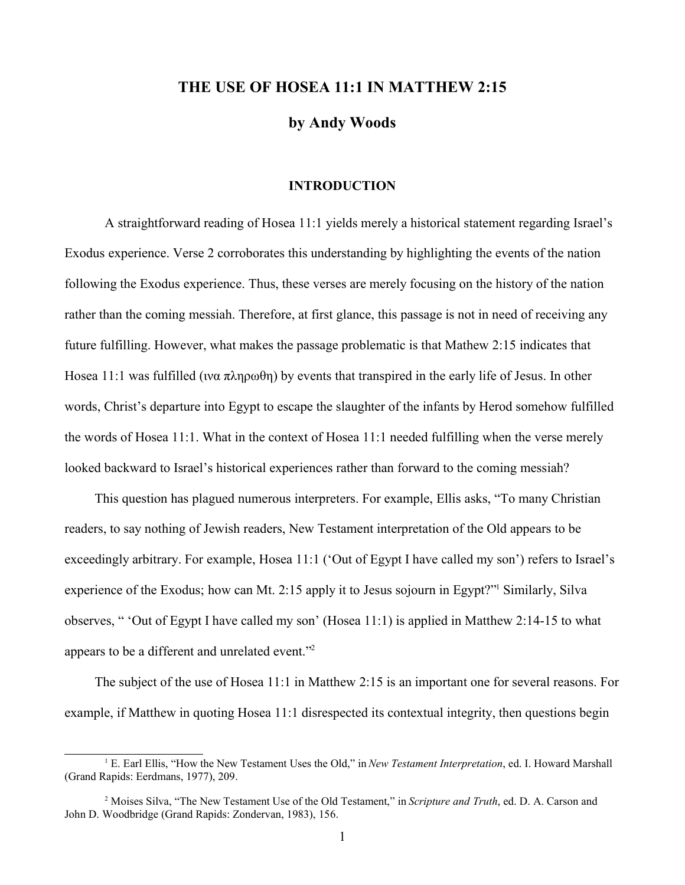# THE USE OF HOSEA 11:1 IN MATTHEW 2:15

## by Andy Woods

### INTRODUCTION

A straightforward reading of Hosea 11:1 yields merely a historical statement regarding Israel's Exodus experience. Verse 2 corroborates this understanding by highlighting the events of the nation following the Exodus experience. Thus, these verses are merely focusing on the history of the nation rather than the coming messiah. Therefore, at first glance, this passage is not in need of receiving any future fulfilling. However, what makes the passage problematic is that Mathew 2:15 indicates that Hosea 11:1 was fulfilled (ινα πληρωθη) by events that transpired in the early life of Jesus. In other words, Christ's departure into Egypt to escape the slaughter of the infants by Herod somehow fulfilled the words of Hosea 11:1. What in the context of Hosea 11:1 needed fulfilling when the verse merely looked backward to Israel's historical experiences rather than forward to the coming messiah?

This question has plagued numerous interpreters. For example, Ellis asks, "To many Christian readers, to say nothing of Jewish readers, New Testament interpretation of the Old appears to be exceedingly arbitrary. For example, Hosea 11:1 ('Out of Egypt I have called my son') refers to Israel's experience of the Exodus; how can Mt. 2:15 apply it to Jesus sojourn in Egypt?"[1] Similarly, Silva observes, " 'Out of Egypt I have called my son' (Hosea 11:1) is applied in Matthew 2:14-15 to what appears to be a different and unrelated event."[2]

The subject of the use of Hosea 11:1 in Matthew 2:15 is an important one for several reasons. For example, if Matthew in quoting Hosea 11:1 disrespected its contextual integrity, then questions begin

---

[1] E. Earl Ellis, "How the New Testament Uses the Old," in *New Testament Interpretation*, ed. I. Howard Marshall (Grand Rapids: Eerdmans, 1977), 209.

[2] Moises Silva, "The New Testament Use of the Old Testament," in *Scripture and Truth*, ed. D. A. Carson and John D. Woodbridge (Grand Rapids: Zondervan, 1983), 156.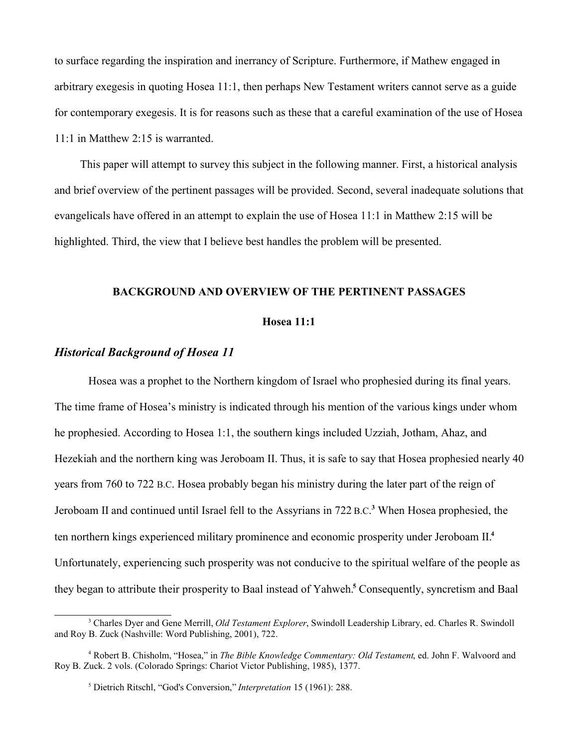to surface regarding the inspiration and inerrancy of Scripture. Furthermore, if Mathew engaged in arbitrary exegesis in quoting Hosea 11:1, then perhaps New Testament writers cannot serve as a guide for contemporary exegesis. It is for reasons such as these that a careful examination of the use of Hosea 11:1 in Matthew 2:15 is warranted.

This paper will attempt to survey this subject in the following manner. First, a historical analysis and brief overview of the pertinent passages will be provided. Second, several inadequate solutions that evangelicals have offered in an attempt to explain the use of Hosea 11:1 in Matthew 2:15 will be highlighted. Third, the view that I believe best handles the problem will be presented.

## BACKGROUND AND OVERVIEW OF THE PERTINENT PASSAGES

### Hosea 11:1

#### *Historical Background of Hosea 11*

Hosea was a prophet to the Northern kingdom of Israel who prophesied during its final years. The time frame of Hosea's ministry is indicated through his mention of the various kings under whom he prophesied. According to Hosea 1:1, the southern kings included Uzziah, Jotham, Ahaz, and Hezekiah and the northern king was Jeroboam II. Thus, it is safe to say that Hosea prophesied nearly 40 years from 760 to 722 B.C. Hosea probably began his ministry during the later part of the reign of Jeroboam II and continued until Israel fell to the Assyrians in 722 B.C.[3] When Hosea prophesied, the ten northern kings experienced military prominence and economic prosperity under Jeroboam II.[4] Unfortunately, experiencing such prosperity was not conducive to the spiritual welfare of the people as they began to attribute their prosperity to Baal instead of Yahweh.[5] Consequently, syncretism and Baal

---

[3] Charles Dyer and Gene Merrill, *Old Testament Explorer*, Swindoll Leadership Library, ed. Charles R. Swindoll and Roy B. Zuck (Nashville: Word Publishing, 2001), 722.

[4] Robert B. Chisholm, "Hosea," in *The Bible Knowledge Commentary: Old Testament*, ed. John F. Walvoord and Roy B. Zuck. 2 vols. (Colorado Springs: Chariot Victor Publishing, 1985), 1377.

[5] Dietrich Ritschl, "God's Conversion," *Interpretation* 15 (1961): 288.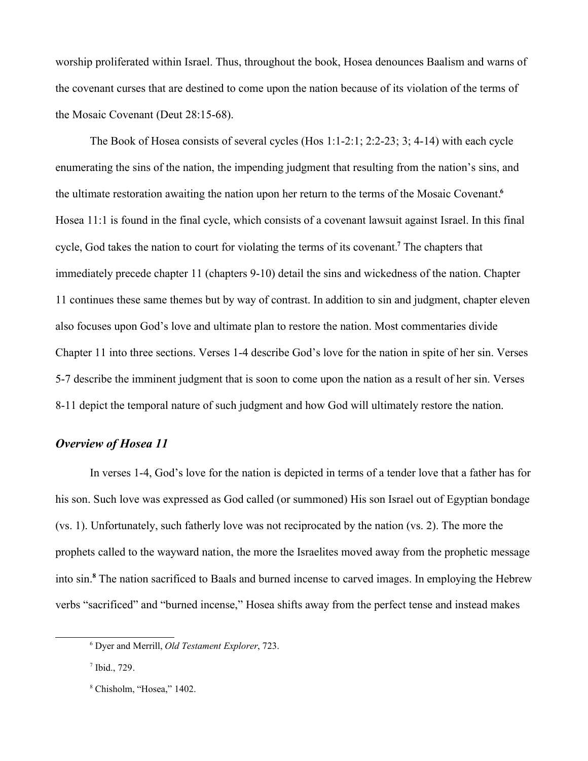worship proliferated within Israel. Thus, throughout the book, Hosea denounces Baalism and warns of the covenant curses that are destined to come upon the nation because of its violation of the terms of the Mosaic Covenant (Deut 28:15-68).

The Book of Hosea consists of several cycles (Hos 1:1-2:1; 2:2-23; 3; 4-14) with each cycle enumerating the sins of the nation, the impending judgment that resulting from the nation's sins, and the ultimate restoration awaiting the nation upon her return to the terms of the Mosaic Covenant.[6] Hosea 11:1 is found in the final cycle, which consists of a covenant lawsuit against Israel. In this final cycle, God takes the nation to court for violating the terms of its covenant.[7] The chapters that immediately precede chapter 11 (chapters 9-10) detail the sins and wickedness of the nation. Chapter 11 continues these same themes but by way of contrast. In addition to sin and judgment, chapter eleven also focuses upon God's love and ultimate plan to restore the nation. Most commentaries divide Chapter 11 into three sections. Verses 1-4 describe God's love for the nation in spite of her sin. Verses 5-7 describe the imminent judgment that is soon to come upon the nation as a result of her sin. Verses 8-11 depict the temporal nature of such judgment and how God will ultimately restore the nation.

### *Overview of Hosea 11*

In verses 1-4, God's love for the nation is depicted in terms of a tender love that a father has for his son. Such love was expressed as God called (or summoned) His son Israel out of Egyptian bondage (vs. 1). Unfortunately, such fatherly love was not reciprocated by the nation (vs. 2). The more the prophets called to the wayward nation, the more the Israelites moved away from the prophetic message into sin.[8] The nation sacrificed to Baals and burned incense to carved images. In employing the Hebrew verbs "sacrificed" and "burned incense," Hosea shifts away from the perfect tense and instead makes

---

[6] Dyer and Merrill, *Old Testament Explorer*, 723.

[7] Ibid., 729.

[8] Chisholm, "Hosea," 1402.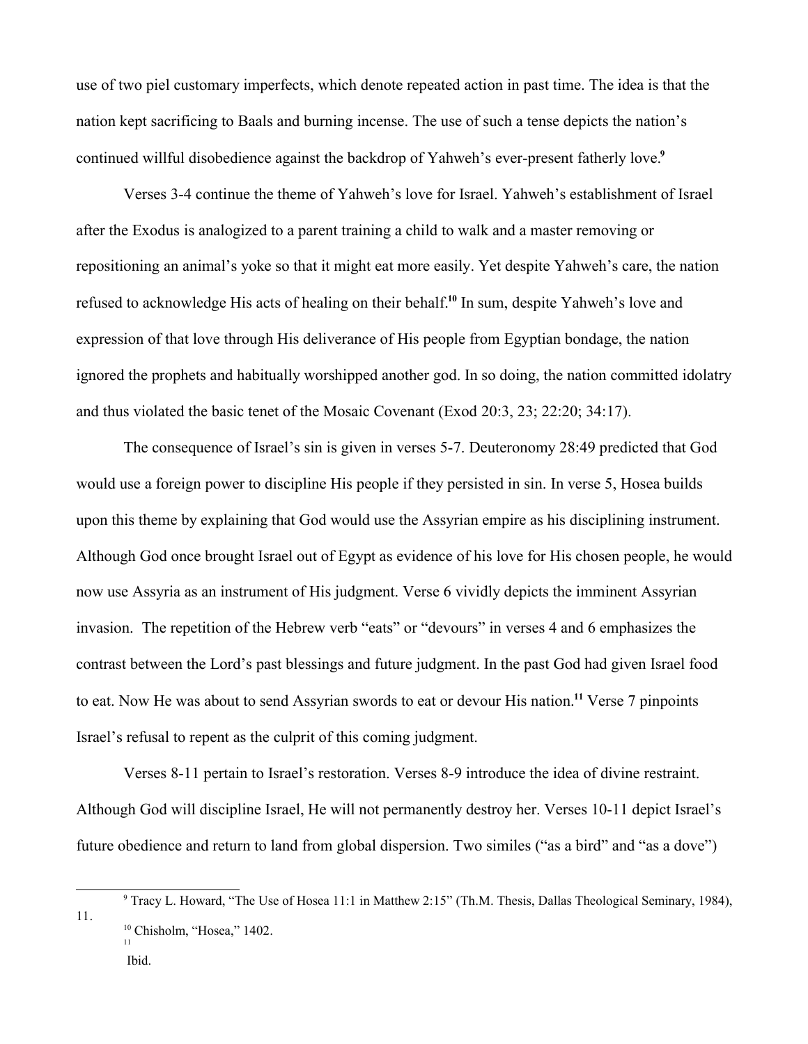use of two piel customary imperfects, which denote repeated action in past time. The idea is that the nation kept sacrificing to Baals and burning incense. The use of such a tense depicts the nation's continued willful disobedience against the backdrop of Yahweh's ever-present fatherly love.[9]

Verses 3-4 continue the theme of Yahweh's love for Israel. Yahweh's establishment of Israel after the Exodus is analogized to a parent training a child to walk and a master removing or repositioning an animal's yoke so that it might eat more easily. Yet despite Yahweh's care, the nation refused to acknowledge His acts of healing on their behalf.[10] In sum, despite Yahweh's love and expression of that love through His deliverance of His people from Egyptian bondage, the nation ignored the prophets and habitually worshipped another god. In so doing, the nation committed idolatry and thus violated the basic tenet of the Mosaic Covenant (Exod 20:3, 23; 22:20; 34:17).

The consequence of Israel's sin is given in verses 5-7. Deuteronomy 28:49 predicted that God would use a foreign power to discipline His people if they persisted in sin. In verse 5, Hosea builds upon this theme by explaining that God would use the Assyrian empire as his disciplining instrument. Although God once brought Israel out of Egypt as evidence of his love for His chosen people, he would now use Assyria as an instrument of His judgment. Verse 6 vividly depicts the imminent Assyrian invasion. The repetition of the Hebrew verb "eats" or "devours" in verses 4 and 6 emphasizes the contrast between the Lord's past blessings and future judgment. In the past God had given Israel food to eat. Now He was about to send Assyrian swords to eat or devour His nation.[11] Verse 7 pinpoints Israel's refusal to repent as the culprit of this coming judgment.

Verses 8-11 pertain to Israel's restoration. Verses 8-9 introduce the idea of divine restraint. Although God will discipline Israel, He will not permanently destroy her. Verses 10-11 depict Israel's future obedience and return to land from global dispersion. Two similes ("as a bird" and "as a dove")

---

[9] Tracy L. Howard, "The Use of Hosea 11:1 in Matthew 2:15" (Th.M. Thesis, Dallas Theological Seminary, 1984), 11.

[10] Chisholm, "Hosea," 1402.

[11] Ibid.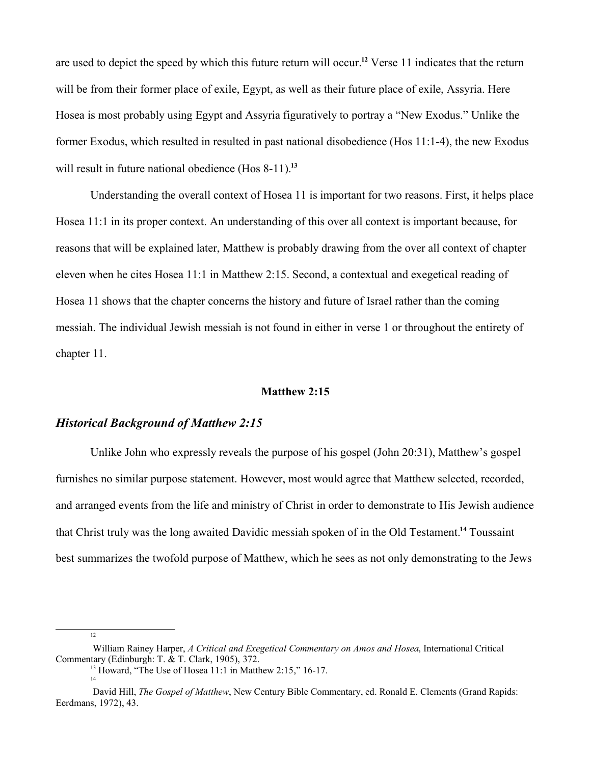are used to depict the speed by which this future return will occur.[12] Verse 11 indicates that the return will be from their former place of exile, Egypt, as well as their future place of exile, Assyria. Here Hosea is most probably using Egypt and Assyria figuratively to portray a "New Exodus." Unlike the former Exodus, which resulted in resulted in past national disobedience (Hos 11:1-4), the new Exodus will result in future national obedience (Hos 8-11).[13]

Understanding the overall context of Hosea 11 is important for two reasons. First, it helps place Hosea 11:1 in its proper context. An understanding of this over all context is important because, for reasons that will be explained later, Matthew is probably drawing from the over all context of chapter eleven when he cites Hosea 11:1 in Matthew 2:15. Second, a contextual and exegetical reading of Hosea 11 shows that the chapter concerns the history and future of Israel rather than the coming messiah. The individual Jewish messiah is not found in either in verse 1 or throughout the entirety of chapter 11.

## Matthew 2:15

### *Historical Background of Matthew 2:15*

Unlike John who expressly reveals the purpose of his gospel (John 20:31), Matthew's gospel furnishes no similar purpose statement. However, most would agree that Matthew selected, recorded, and arranged events from the life and ministry of Christ in order to demonstrate to His Jewish audience that Christ truly was the long awaited Davidic messiah spoken of in the Old Testament.[14] Toussaint best summarizes the twofold purpose of Matthew, which he sees as not only demonstrating to the Jews

---

[12] William Rainey Harper, *A Critical and Exegetical Commentary on Amos and Hosea*, International Critical Commentary (Edinburgh: T. & T. Clark, 1905), 372.

[13] Howard, "The Use of Hosea 11:1 in Matthew 2:15," 16-17.

[14] David Hill, *The Gospel of Matthew*, New Century Bible Commentary, ed. Ronald E. Clements (Grand Rapids: Eerdmans, 1972), 43.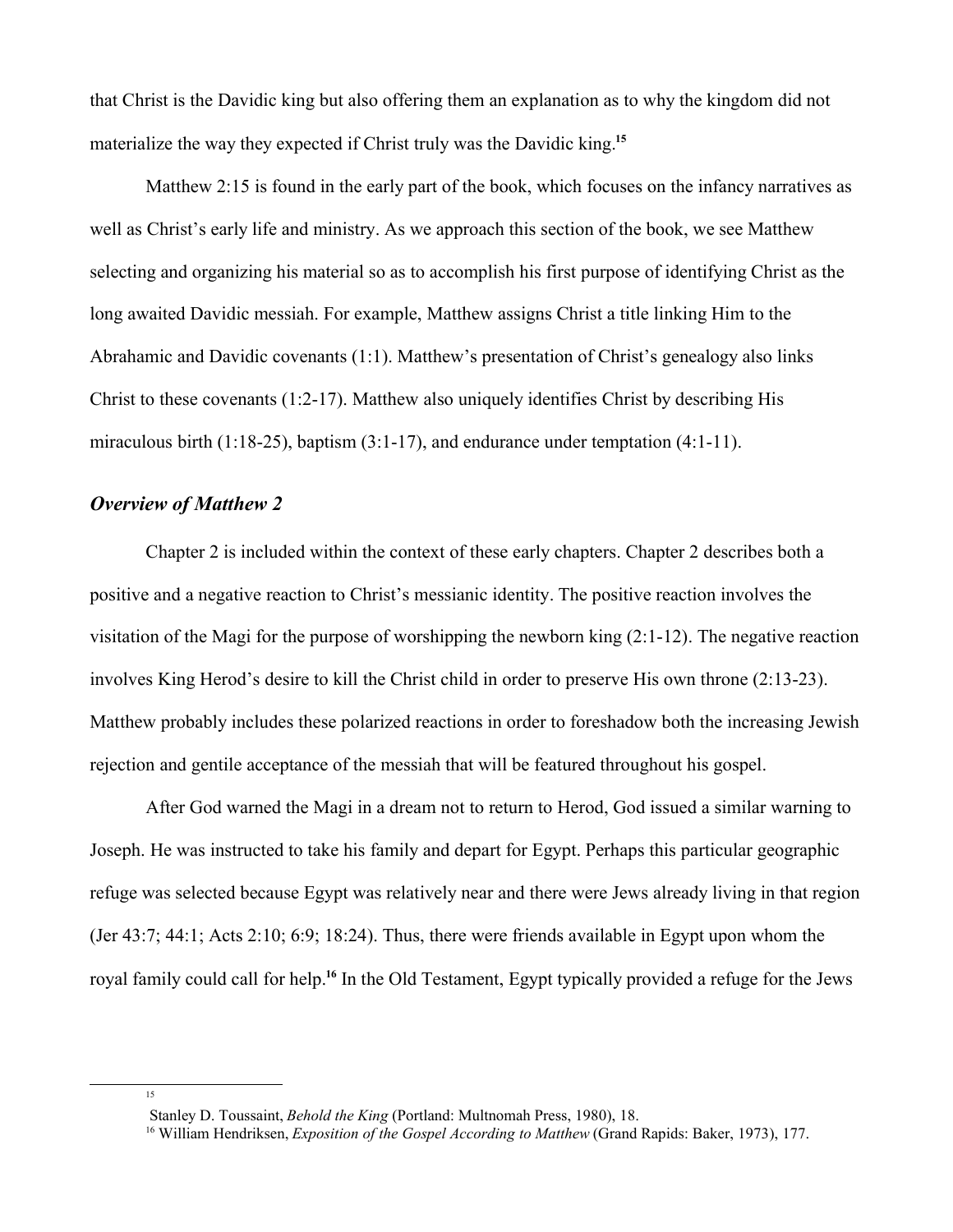that Christ is the Davidic king but also offering them an explanation as to why the kingdom did not materialize the way they expected if Christ truly was the Davidic king.[15]

Matthew 2:15 is found in the early part of the book, which focuses on the infancy narratives as well as Christ's early life and ministry. As we approach this section of the book, we see Matthew selecting and organizing his material so as to accomplish his first purpose of identifying Christ as the long awaited Davidic messiah. For example, Matthew assigns Christ a title linking Him to the Abrahamic and Davidic covenants (1:1). Matthew's presentation of Christ's genealogy also links Christ to these covenants (1:2-17). Matthew also uniquely identifies Christ by describing His miraculous birth (1:18-25), baptism (3:1-17), and endurance under temptation (4:1-11).

### *Overview of Matthew 2*

Chapter 2 is included within the context of these early chapters. Chapter 2 describes both a positive and a negative reaction to Christ's messianic identity. The positive reaction involves the visitation of the Magi for the purpose of worshipping the newborn king (2:1-12). The negative reaction involves King Herod's desire to kill the Christ child in order to preserve His own throne (2:13-23). Matthew probably includes these polarized reactions in order to foreshadow both the increasing Jewish rejection and gentile acceptance of the messiah that will be featured throughout his gospel.

After God warned the Magi in a dream not to return to Herod, God issued a similar warning to Joseph. He was instructed to take his family and depart for Egypt. Perhaps this particular geographic refuge was selected because Egypt was relatively near and there were Jews already living in that region (Jer 43:7; 44:1; Acts 2:10; 6:9; 18:24). Thus, there were friends available in Egypt upon whom the royal family could call for help.[16] In the Old Testament, Egypt typically provided a refuge for the Jews

---

[15] Stanley D. Toussaint, *Behold the King* (Portland: Multnomah Press, 1980), 18.

[16] William Hendriksen, *Exposition of the Gospel According to Matthew* (Grand Rapids: Baker, 1973), 177.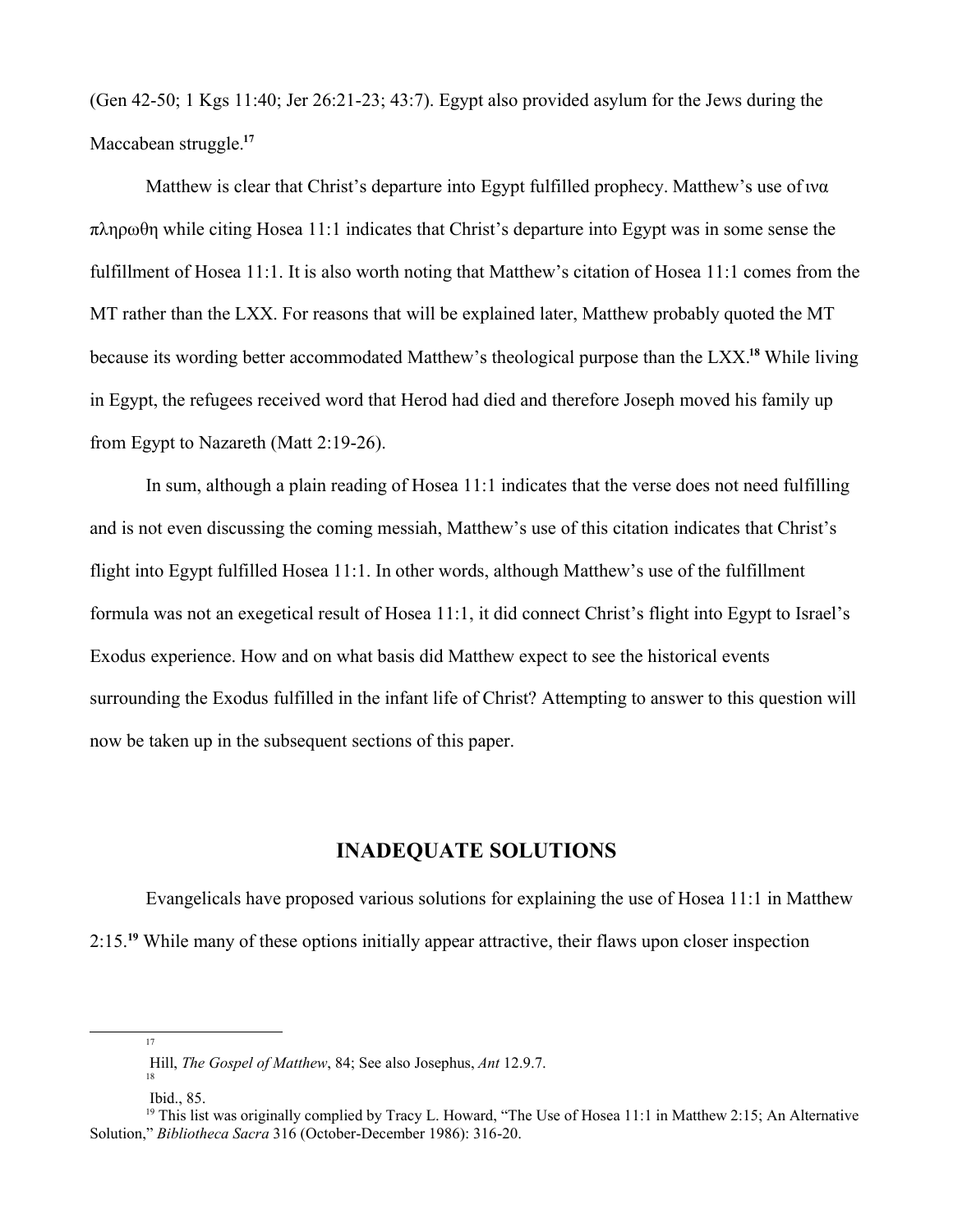(Gen 42-50; 1 Kgs 11:40; Jer 26:21-23; 43:7). Egypt also provided asylum for the Jews during the Maccabean struggle.[17]

Matthew is clear that Christ's departure into Egypt fulfilled prophecy. Matthew's use of ινα πληρωθη while citing Hosea 11:1 indicates that Christ's departure into Egypt was in some sense the fulfillment of Hosea 11:1. It is also worth noting that Matthew's citation of Hosea 11:1 comes from the MT rather than the LXX. For reasons that will be explained later, Matthew probably quoted the MT because its wording better accommodated Matthew's theological purpose than the LXX.[18] While living in Egypt, the refugees received word that Herod had died and therefore Joseph moved his family up from Egypt to Nazareth (Matt 2:19-26).

In sum, although a plain reading of Hosea 11:1 indicates that the verse does not need fulfilling and is not even discussing the coming messiah, Matthew's use of this citation indicates that Christ's flight into Egypt fulfilled Hosea 11:1. In other words, although Matthew's use of the fulfillment formula was not an exegetical result of Hosea 11:1, it did connect Christ's flight into Egypt to Israel's Exodus experience. How and on what basis did Matthew expect to see the historical events surrounding the Exodus fulfilled in the infant life of Christ? Attempting to answer to this question will now be taken up in the subsequent sections of this paper.

## INADEQUATE SOLUTIONS

Evangelicals have proposed various solutions for explaining the use of Hosea 11:1 in Matthew 2:15.[19] While many of these options initially appear attractive, their flaws upon closer inspection

---

[17] Hill, *The Gospel of Matthew*, 84; See also Josephus, *Ant* 12.9.7.

[18] Ibid., 85.

[19] This list was originally complied by Tracy L. Howard, "The Use of Hosea 11:1 in Matthew 2:15; An Alternative Solution," *Bibliotheca Sacra* 316 (October-December 1986): 316-20.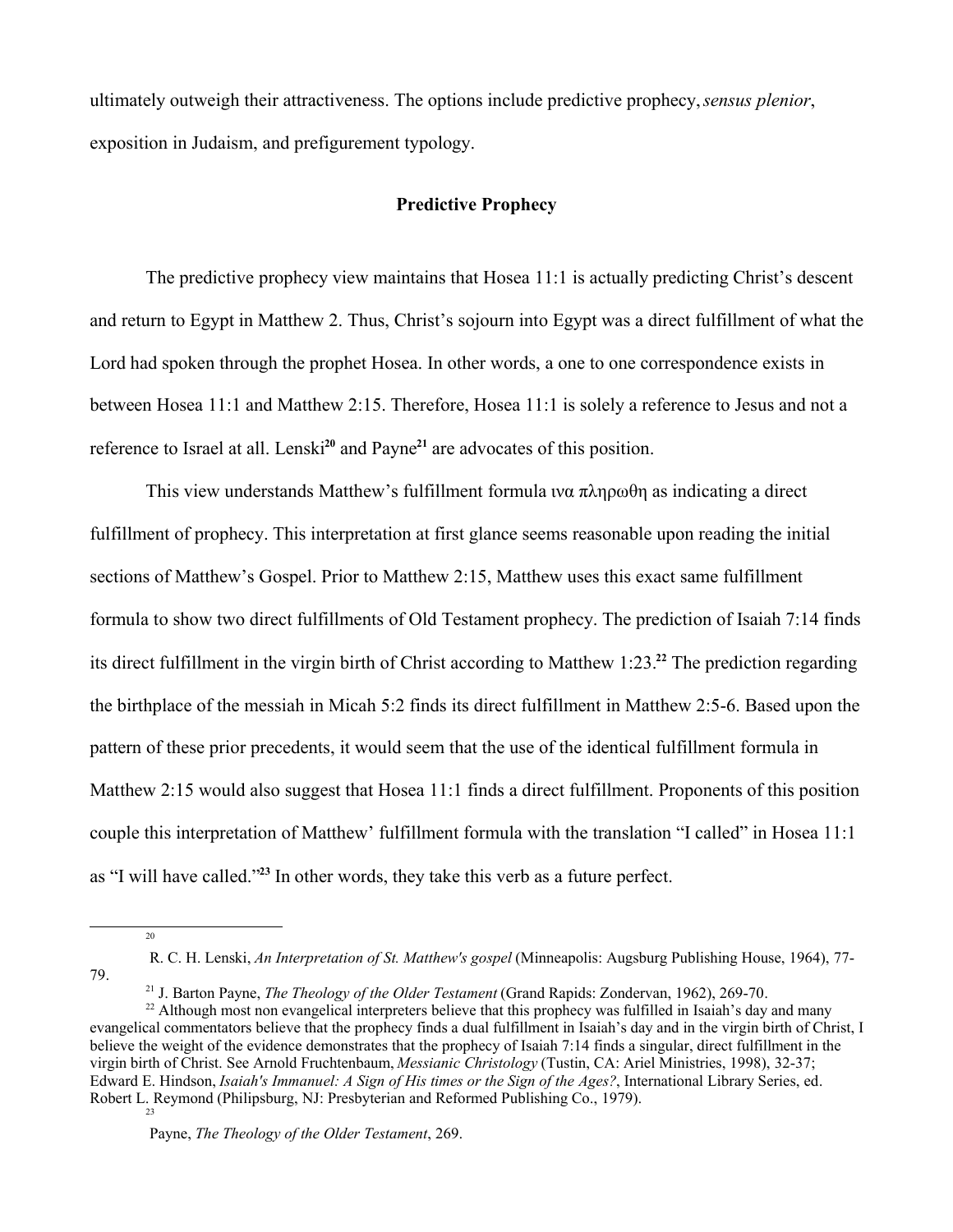ultimately outweigh their attractiveness. The options include predictive prophecy, *sensus plenior*, exposition in Judaism, and prefigurement typology.

## Predictive Prophecy

The predictive prophecy view maintains that Hosea 11:1 is actually predicting Christ's descent and return to Egypt in Matthew 2. Thus, Christ's sojourn into Egypt was a direct fulfillment of what the Lord had spoken through the prophet Hosea. In other words, a one to one correspondence exists in between Hosea 11:1 and Matthew 2:15. Therefore, Hosea 11:1 is solely a reference to Jesus and not a reference to Israel at all. Lenski[20] and Payne[21] are advocates of this position.

This view understands Matthew's fulfillment formula ινα πληρωθη as indicating a direct fulfillment of prophecy. This interpretation at first glance seems reasonable upon reading the initial sections of Matthew's Gospel. Prior to Matthew 2:15, Matthew uses this exact same fulfillment formula to show two direct fulfillments of Old Testament prophecy. The prediction of Isaiah 7:14 finds its direct fulfillment in the virgin birth of Christ according to Matthew 1:23.[22] The prediction regarding the birthplace of the messiah in Micah 5:2 finds its direct fulfillment in Matthew 2:5-6. Based upon the pattern of these prior precedents, it would seem that the use of the identical fulfillment formula in Matthew 2:15 would also suggest that Hosea 11:1 finds a direct fulfillment. Proponents of this position couple this interpretation of Matthew' fulfillment formula with the translation "I called" in Hosea 11:1 as "I will have called."[23] In other words, they take this verb as a future perfect.

---

[20] R. C. H. Lenski, *An Interpretation of St. Matthew's gospel* (Minneapolis: Augsburg Publishing House, 1964), 77-79.

[21] J. Barton Payne, *The Theology of the Older Testament* (Grand Rapids: Zondervan, 1962), 269-70.

[22] Although most non evangelical interpreters believe that this prophecy was fulfilled in Isaiah's day and many evangelical commentators believe that the prophecy finds a dual fulfillment in Isaiah's day and in the virgin birth of Christ, I believe the weight of the evidence demonstrates that the prophecy of Isaiah 7:14 finds a singular, direct fulfillment in the virgin birth of Christ. See Arnold Fruchtenbaum, *Messianic Christology* (Tustin, CA: Ariel Ministries, 1998), 32-37; Edward E. Hindson, *Isaiah's Immanuel: A Sign of His times or the Sign of the Ages?*, International Library Series, ed. Robert L. Reymond (Philipsburg, NJ: Presbyterian and Reformed Publishing Co., 1979).

[23] Payne, *The Theology of the Older Testament*, 269.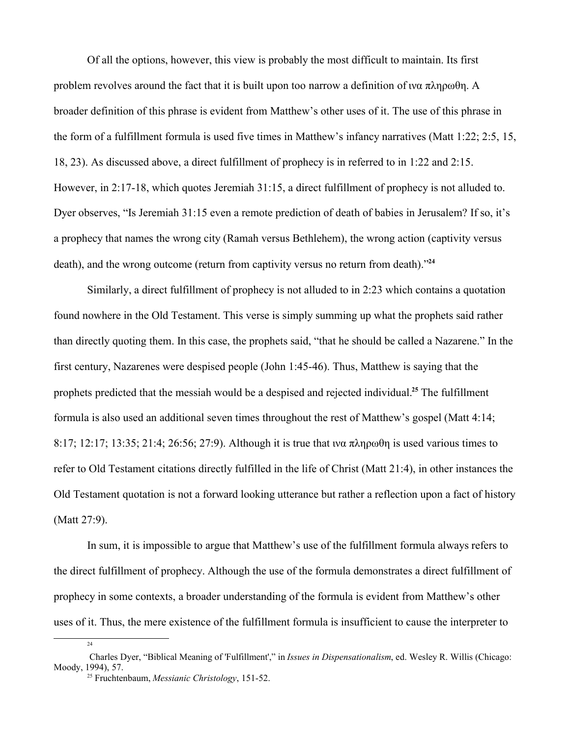Of all the options, however, this view is probably the most difficult to maintain. Its first problem revolves around the fact that it is built upon too narrow a definition of ινα πληρωθη. A broader definition of this phrase is evident from Matthew's other uses of it. The use of this phrase in the form of a fulfillment formula is used five times in Matthew's infancy narratives (Matt 1:22; 2:5, 15, 18, 23). As discussed above, a direct fulfillment of prophecy is in referred to in 1:22 and 2:15. However, in 2:17-18, which quotes Jeremiah 31:15, a direct fulfillment of prophecy is not alluded to. Dyer observes, "Is Jeremiah 31:15 even a remote prediction of death of babies in Jerusalem? If so, it's a prophecy that names the wrong city (Ramah versus Bethlehem), the wrong action (captivity versus death), and the wrong outcome (return from captivity versus no return from death)."[24]

Similarly, a direct fulfillment of prophecy is not alluded to in 2:23 which contains a quotation found nowhere in the Old Testament. This verse is simply summing up what the prophets said rather than directly quoting them. In this case, the prophets said, "that he should be called a Nazarene." In the first century, Nazarenes were despised people (John 1:45-46). Thus, Matthew is saying that the prophets predicted that the messiah would be a despised and rejected individual.[25] The fulfillment formula is also used an additional seven times throughout the rest of Matthew's gospel (Matt 4:14; 8:17; 12:17; 13:35; 21:4; 26:56; 27:9). Although it is true that ινα πληρωθη is used various times to refer to Old Testament citations directly fulfilled in the life of Christ (Matt 21:4), in other instances the Old Testament quotation is not a forward looking utterance but rather a reflection upon a fact of history (Matt 27:9).

In sum, it is impossible to argue that Matthew's use of the fulfillment formula always refers to the direct fulfillment of prophecy. Although the use of the formula demonstrates a direct fulfillment of prophecy in some contexts, a broader understanding of the formula is evident from Matthew's other uses of it. Thus, the mere existence of the fulfillment formula is insufficient to cause the interpreter to

---

[24] Charles Dyer, "Biblical Meaning of 'Fulfillment'," in *Issues in Dispensationalism*, ed. Wesley R. Willis (Chicago: Moody, 1994), 57.

[25] Fruchtenbaum, *Messianic Christology*, 151-52.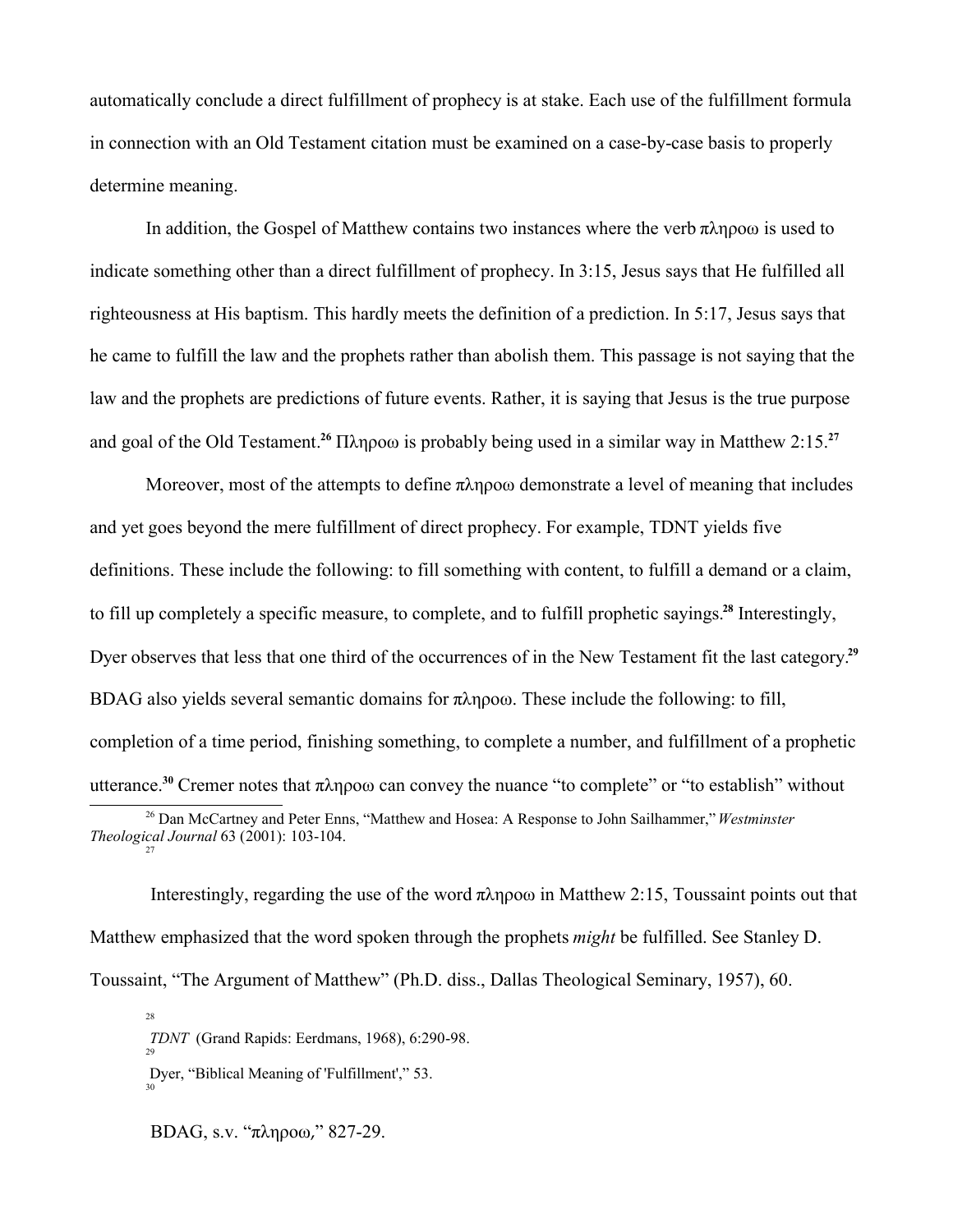automatically conclude a direct fulfillment of prophecy is at stake. Each use of the fulfillment formula in connection with an Old Testament citation must be examined on a case-by-case basis to properly determine meaning.

In addition, the Gospel of Matthew contains two instances where the verb πληροω is used to indicate something other than a direct fulfillment of prophecy. In 3:15, Jesus says that He fulfilled all righteousness at His baptism. This hardly meets the definition of a prediction. In 5:17, Jesus says that he came to fulfill the law and the prophets rather than abolish them. This passage is not saying that the law and the prophets are predictions of future events. Rather, it is saying that Jesus is the true purpose and goal of the Old Testament.[26] Πληροω is probably being used in a similar way in Matthew 2:15.[27]

Moreover, most of the attempts to define πληροω demonstrate a level of meaning that includes and yet goes beyond the mere fulfillment of direct prophecy. For example, TDNT yields five definitions. These include the following: to fill something with content, to fulfill a demand or a claim, to fill up completely a specific measure, to complete, and to fulfill prophetic sayings.[28] Interestingly, Dyer observes that less that one third of the occurrences of in the New Testament fit the last category.[29] BDAG also yields several semantic domains for πληροω. These include the following: to fill, completion of a time period, finishing something, to complete a number, and fulfillment of a prophetic utterance.[30] Cremer notes that πληροω can convey the nuance "to complete" or "to establish" without

---

[26] Dan McCartney and Peter Enns, "Matthew and Hosea: A Response to John Sailhammer," *Westminster Theological Journal* 63 (2001): 103-104.

[27] Interestingly, regarding the use of the word πληροω in Matthew 2:15, Toussaint points out that Matthew emphasized that the word spoken through the prophets *might* be fulfilled. See Stanley D. Toussaint, "The Argument of Matthew" (Ph.D. diss., Dallas Theological Seminary, 1957), 60.

[28] *TDNT* (Grand Rapids: Eerdmans, 1968), 6:290-98.

[29] Dyer, "Biblical Meaning of 'Fulfillment'," 53.

[30] BDAG, s.v. "πληροω," 827-29.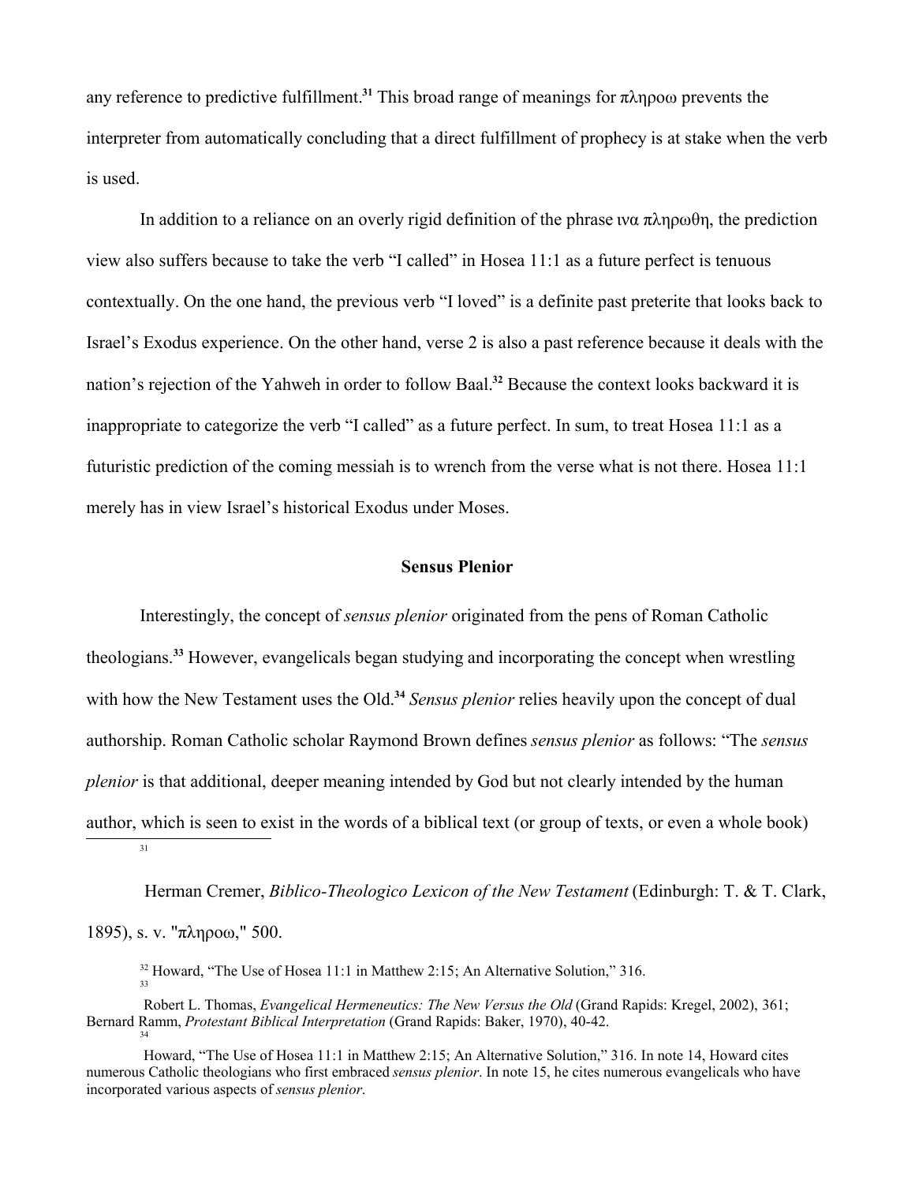any reference to predictive fulfillment.[31] This broad range of meanings for πληροω prevents the interpreter from automatically concluding that a direct fulfillment of prophecy is at stake when the verb is used.

In addition to a reliance on an overly rigid definition of the phrase ινα πληρωθη, the prediction view also suffers because to take the verb "I called" in Hosea 11:1 as a future perfect is tenuous contextually. On the one hand, the previous verb "I loved" is a definite past preterite that looks back to Israel's Exodus experience. On the other hand, verse 2 is also a past reference because it deals with the nation's rejection of the Yahweh in order to follow Baal.[32] Because the context looks backward it is inappropriate to categorize the verb "I called" as a future perfect. In sum, to treat Hosea 11:1 as a futuristic prediction of the coming messiah is to wrench from the verse what is not there. Hosea 11:1 merely has in view Israel's historical Exodus under Moses.

### Sensus Plenior

Interestingly, the concept of *sensus plenior* originated from the pens of Roman Catholic theologians.[33] However, evangelicals began studying and incorporating the concept when wrestling with how the New Testament uses the Old.[34] *Sensus plenior* relies heavily upon the concept of dual authorship. Roman Catholic scholar Raymond Brown defines *sensus plenior* as follows: "The *sensus plenior* is that additional, deeper meaning intended by God but not clearly intended by the human author, which is seen to exist in the words of a biblical text (or group of texts, or even a whole book)

---

[31] Herman Cremer, *Biblico-Theologico Lexicon of the New Testament* (Edinburgh: T. & T. Clark, 1895), s. v. "πληροω," 500.

[32] Howard, "The Use of Hosea 11:1 in Matthew 2:15; An Alternative Solution," 316.

[33] Robert L. Thomas, *Evangelical Hermeneutics: The New Versus the Old* (Grand Rapids: Kregel, 2002), 361; Bernard Ramm, *Protestant Biblical Interpretation* (Grand Rapids: Baker, 1970), 40-42.

[34] Howard, "The Use of Hosea 11:1 in Matthew 2:15; An Alternative Solution," 316. In note 14, Howard cites numerous Catholic theologians who first embraced *sensus plenior*. In note 15, he cites numerous evangelicals who have incorporated various aspects of *sensus plenior*.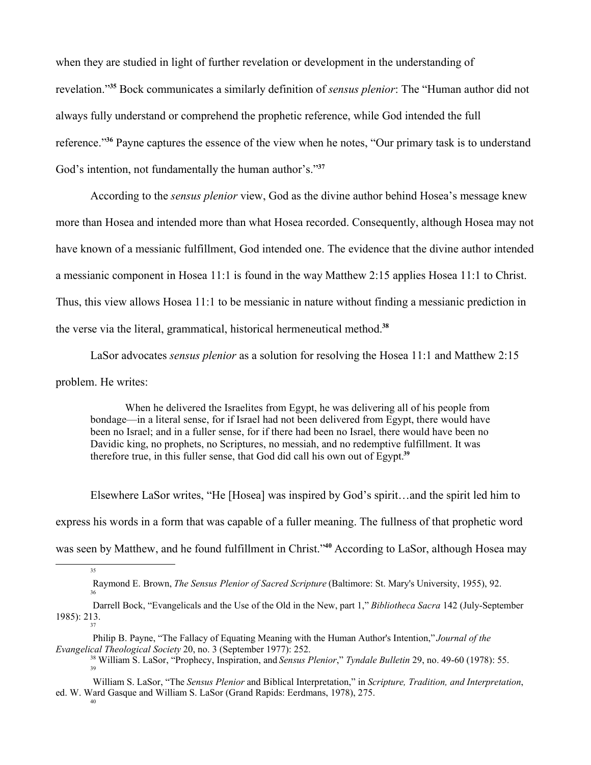when they are studied in light of further revelation or development in the understanding of revelation."[35] Bock communicates a similarly definition of *sensus plenior*: The "Human author did not always fully understand or comprehend the prophetic reference, while God intended the full reference."[36] Payne captures the essence of the view when he notes, "Our primary task is to understand God's intention, not fundamentally the human author's."[37]

According to the *sensus plenior* view, God as the divine author behind Hosea's message knew more than Hosea and intended more than what Hosea recorded. Consequently, although Hosea may not have known of a messianic fulfillment, God intended one. The evidence that the divine author intended a messianic component in Hosea 11:1 is found in the way Matthew 2:15 applies Hosea 11:1 to Christ. Thus, this view allows Hosea 11:1 to be messianic in nature without finding a messianic prediction in the verse via the literal, grammatical, historical hermeneutical method.[38]

LaSor advocates *sensus plenior* as a solution for resolving the Hosea 11:1 and Matthew 2:15 problem. He writes:

> When he delivered the Israelites from Egypt, he was delivering all of his people from bondage—in a literal sense, for if Israel had not been delivered from Egypt, there would have been no Israel; and in a fuller sense, for if there had been no Israel, there would have been no Davidic king, no prophets, no Scriptures, no messiah, and no redemptive fulfillment. It was therefore true, in this fuller sense, that God did call his own out of Egypt.[39]

Elsewhere LaSor writes, "He [Hosea] was inspired by God's spirit…and the spirit led him to express his words in a form that was capable of a fuller meaning. The fullness of that prophetic word was seen by Matthew, and he found fulfillment in Christ."[40] According to LaSor, although Hosea may

---

[35] Raymond E. Brown, *The Sensus Plenior of Sacred Scripture* (Baltimore: St. Mary's University, 1955), 92.

[36] Darrell Bock, "Evangelicals and the Use of the Old in the New, part 1," *Bibliotheca Sacra* 142 (July-September 1985): 213.

[37] Philip B. Payne, "The Fallacy of Equating Meaning with the Human Author's Intention," *Journal of the Evangelical Theological Society* 20, no. 3 (September 1977): 252.

[38] William S. LaSor, "Prophecy, Inspiration, and *Sensus Plenior*," *Tyndale Bulletin* 29, no. 49-60 (1978): 55.

[39] William S. LaSor, "The *Sensus Plenior* and Biblical Interpretation," in *Scripture, Tradition, and Interpretation*, ed. W. Ward Gasque and William S. LaSor (Grand Rapids: Eerdmans, 1978), 275.

[40]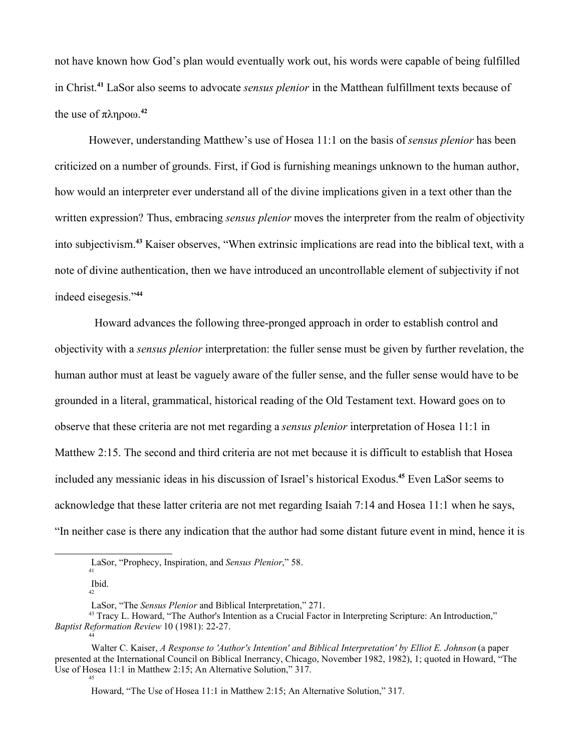not have known how God's plan would eventually work out, his words were capable of being fulfilled in Christ.[41] LaSor also seems to advocate *sensus plenior* in the Matthean fulfillment texts because of the use of πληροω.[42]

However, understanding Matthew's use of Hosea 11:1 on the basis of *sensus plenior* has been criticized on a number of grounds. First, if God is furnishing meanings unknown to the human author, how would an interpreter ever understand all of the divine implications given in a text other than the written expression? Thus, embracing *sensus plenior* moves the interpreter from the realm of objectivity into subjectivism.[43] Kaiser observes, "When extrinsic implications are read into the biblical text, with a note of divine authentication, then we have introduced an uncontrollable element of subjectivity if not indeed eisegesis."[44]

Howard advances the following three-pronged approach in order to establish control and objectivity with a *sensus plenior* interpretation: the fuller sense must be given by further revelation, the human author must at least be vaguely aware of the fuller sense, and the fuller sense would have to be grounded in a literal, grammatical, historical reading of the Old Testament text. Howard goes on to observe that these criteria are not met regarding a *sensus plenior* interpretation of Hosea 11:1 in Matthew 2:15. The second and third criteria are not met because it is difficult to establish that Hosea included any messianic ideas in his discussion of Israel's historical Exodus.[45] Even LaSor seems to acknowledge that these latter criteria are not met regarding Isaiah 7:14 and Hosea 11:1 when he says, "In neither case is there any indication that the author had some distant future event in mind, hence it is

---

LaSor, "Prophecy, Inspiration, and *Sensus Plenior*," 58.

[41] Ibid.

[42] LaSor, "The *Sensus Plenior* and Biblical Interpretation," 271.

[43] Tracy L. Howard, "The Author's Intention as a Crucial Factor in Interpreting Scripture: An Introduction," *Baptist Reformation Review* 10 (1981): 22-27.

[44] Walter C. Kaiser, *A Response to 'Author's Intention' and Biblical Interpretation' by Elliot E. Johnson* (a paper presented at the International Council on Biblical Inerrancy, Chicago, November 1982, 1982), 1; quoted in Howard, "The Use of Hosea 11:1 in Matthew 2:15; An Alternative Solution," 317.

[45] Howard, "The Use of Hosea 11:1 in Matthew 2:15; An Alternative Solution," 317.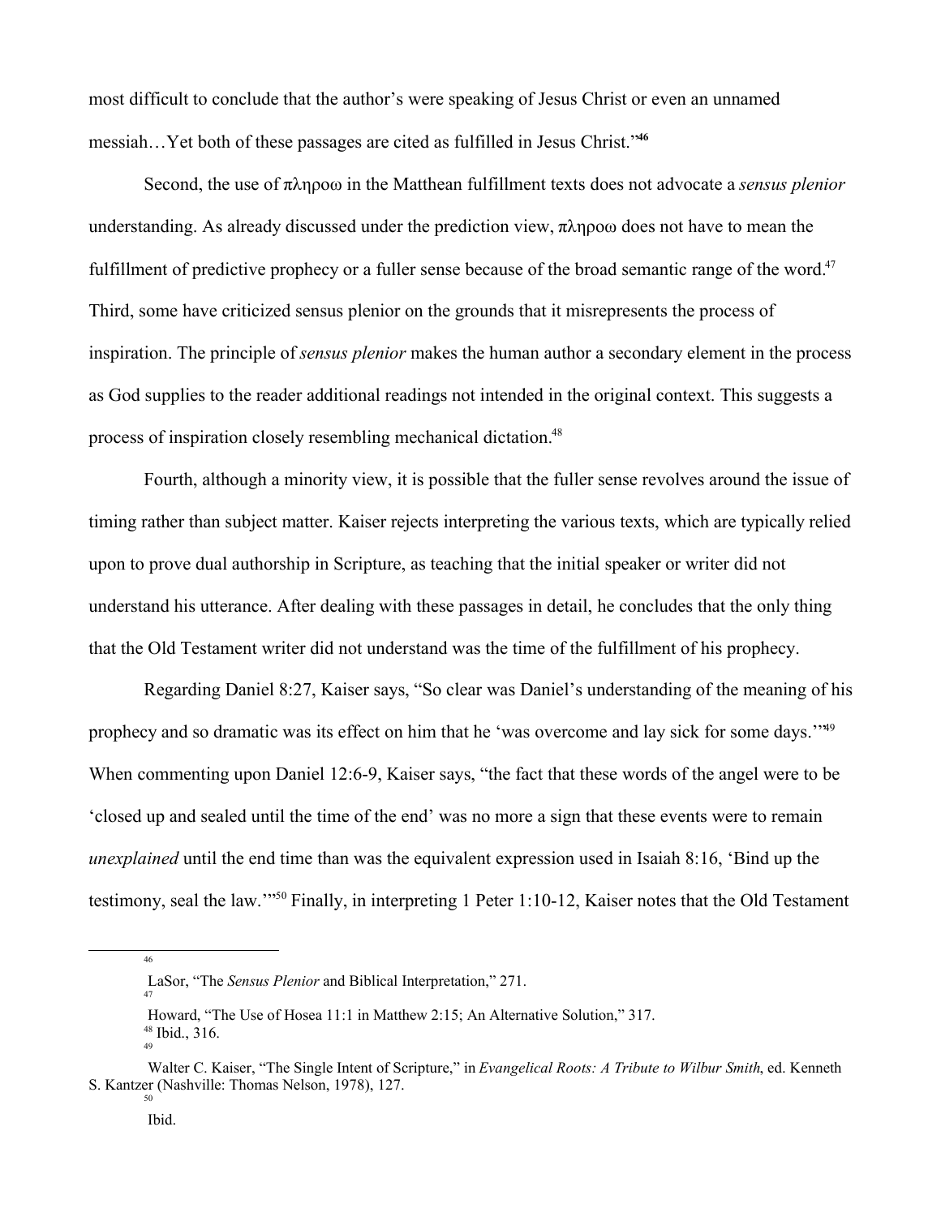most difficult to conclude that the author's were speaking of Jesus Christ or even an unnamed messiah…Yet both of these passages are cited as fulfilled in Jesus Christ."[46]

Second, the use of πληροω in the Matthean fulfillment texts does not advocate a *sensus plenior* understanding. As already discussed under the prediction view, πληροω does not have to mean the fulfillment of predictive prophecy or a fuller sense because of the broad semantic range of the word.[47] Third, some have criticized sensus plenior on the grounds that it misrepresents the process of inspiration. The principle of *sensus plenior* makes the human author a secondary element in the process as God supplies to the reader additional readings not intended in the original context. This suggests a process of inspiration closely resembling mechanical dictation.[48]

Fourth, although a minority view, it is possible that the fuller sense revolves around the issue of timing rather than subject matter. Kaiser rejects interpreting the various texts, which are typically relied upon to prove dual authorship in Scripture, as teaching that the initial speaker or writer did not understand his utterance. After dealing with these passages in detail, he concludes that the only thing that the Old Testament writer did not understand was the time of the fulfillment of his prophecy.

Regarding Daniel 8:27, Kaiser says, "So clear was Daniel's understanding of the meaning of his prophecy and so dramatic was its effect on him that he 'was overcome and lay sick for some days.'"[49] When commenting upon Daniel 12:6-9, Kaiser says, "the fact that these words of the angel were to be 'closed up and sealed until the time of the end' was no more a sign that these events were to remain *unexplained* until the end time than was the equivalent expression used in Isaiah 8:16, 'Bind up the testimony, seal the law.'"[50] Finally, in interpreting 1 Peter 1:10-12, Kaiser notes that the Old Testament

---

[46] LaSor, "The *Sensus Plenior* and Biblical Interpretation," 271.

[47] Howard, "The Use of Hosea 11:1 in Matthew 2:15; An Alternative Solution," 317.

[48] Ibid., 316.

[49] Walter C. Kaiser, "The Single Intent of Scripture," in *Evangelical Roots: A Tribute to Wilbur Smith*, ed. Kenneth S. Kantzer (Nashville: Thomas Nelson, 1978), 127.

[50] Ibid.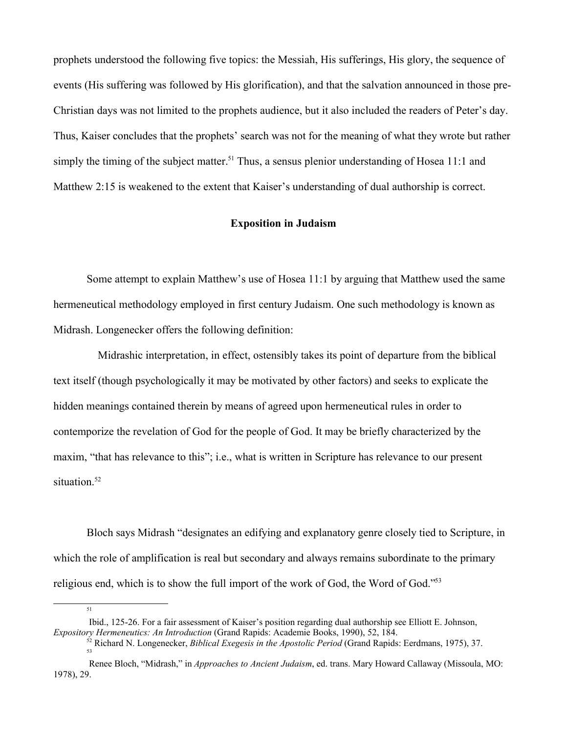prophets understood the following five topics: the Messiah, His sufferings, His glory, the sequence of events (His suffering was followed by His glorification), and that the salvation announced in those pre-Christian days was not limited to the prophets audience, but it also included the readers of Peter's day. Thus, Kaiser concludes that the prophets' search was not for the meaning of what they wrote but rather simply the timing of the subject matter.[51] Thus, a sensus plenior understanding of Hosea 11:1 and Matthew 2:15 is weakened to the extent that Kaiser's understanding of dual authorship is correct.

### Exposition in Judaism

Some attempt to explain Matthew's use of Hosea 11:1 by arguing that Matthew used the same hermeneutical methodology employed in first century Judaism. One such methodology is known as Midrash. Longenecker offers the following definition:

> Midrashic interpretation, in effect, ostensibly takes its point of departure from the biblical text itself (though psychologically it may be motivated by other factors) and seeks to explicate the hidden meanings contained therein by means of agreed upon hermeneutical rules in order to contemporize the revelation of God for the people of God. It may be briefly characterized by the maxim, "that has relevance to this"; i.e., what is written in Scripture has relevance to our present situation.[52]

Bloch says Midrash "designates an edifying and explanatory genre closely tied to Scripture, in which the role of amplification is real but secondary and always remains subordinate to the primary religious end, which is to show the full import of the work of God, the Word of God."[53]

---

[51] Ibid., 125-26. For a fair assessment of Kaiser's position regarding dual authorship see Elliott E. Johnson, *Expository Hermeneutics: An Introduction* (Grand Rapids: Academie Books, 1990), 52, 184.

[52] Richard N. Longenecker, *Biblical Exegesis in the Apostolic Period* (Grand Rapids: Eerdmans, 1975), 37.

[53] Renee Bloch, "Midrash," in *Approaches to Ancient Judaism*, ed. trans. Mary Howard Callaway (Missoula, MO: 1978), 29.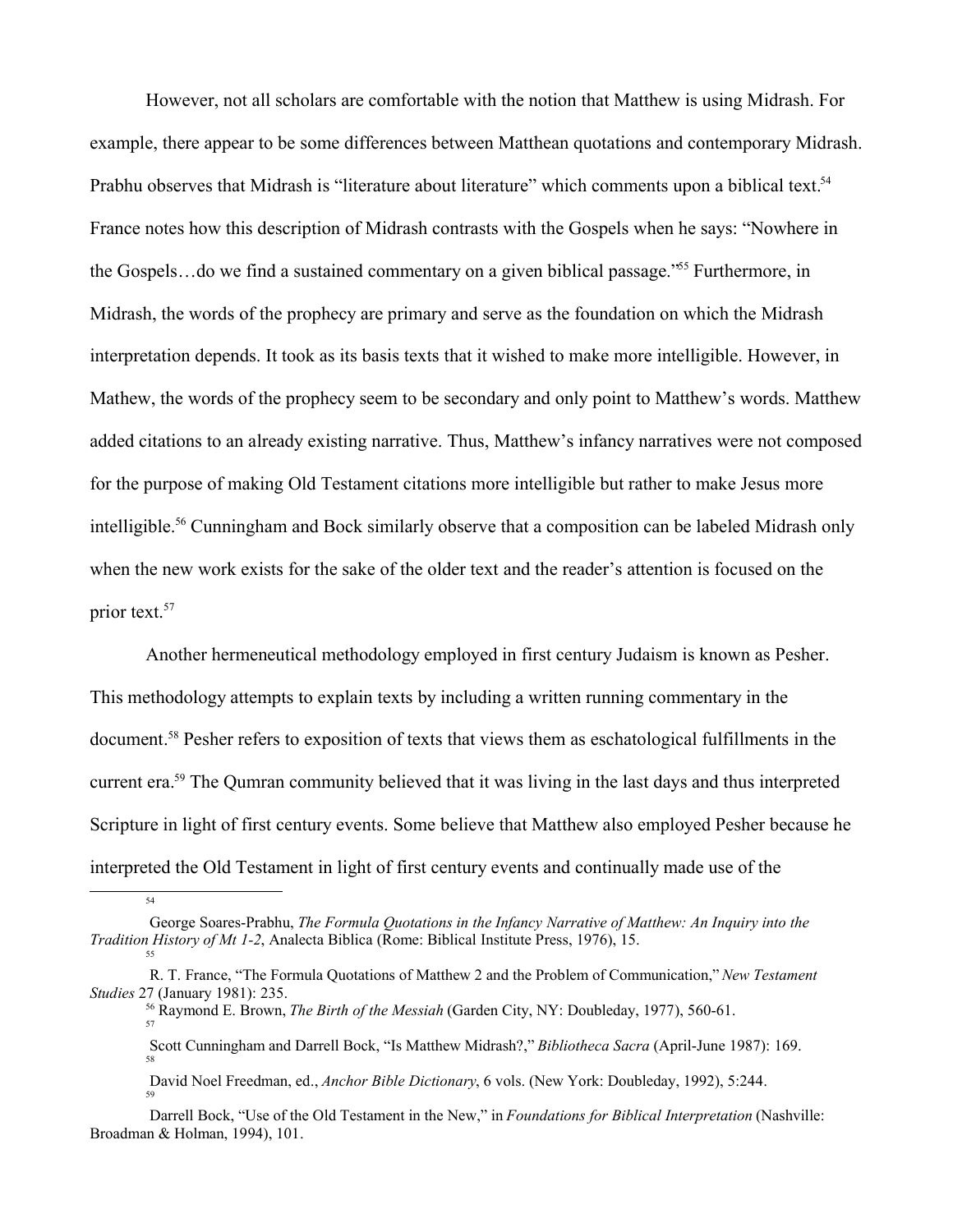However, not all scholars are comfortable with the notion that Matthew is using Midrash. For example, there appear to be some differences between Matthean quotations and contemporary Midrash. Prabhu observes that Midrash is "literature about literature" which comments upon a biblical text.[54] France notes how this description of Midrash contrasts with the Gospels when he says: "Nowhere in the Gospels…do we find a sustained commentary on a given biblical passage."[55] Furthermore, in Midrash, the words of the prophecy are primary and serve as the foundation on which the Midrash interpretation depends. It took as its basis texts that it wished to make more intelligible. However, in Mathew, the words of the prophecy seem to be secondary and only point to Matthew's words. Matthew added citations to an already existing narrative. Thus, Matthew's infancy narratives were not composed for the purpose of making Old Testament citations more intelligible but rather to make Jesus more intelligible.[56] Cunningham and Bock similarly observe that a composition can be labeled Midrash only when the new work exists for the sake of the older text and the reader's attention is focused on the prior text.[57]

Another hermeneutical methodology employed in first century Judaism is known as Pesher. This methodology attempts to explain texts by including a written running commentary in the document.[58] Pesher refers to exposition of texts that views them as eschatological fulfillments in the current era.[59] The Qumran community believed that it was living in the last days and thus interpreted Scripture in light of first century events. Some believe that Matthew also employed Pesher because he interpreted the Old Testament in light of first century events and continually made use of the

---

[54] George Soares-Prabhu, *The Formula Quotations in the Infancy Narrative of Matthew: An Inquiry into the Tradition History of Mt 1-2*, Analecta Biblica (Rome: Biblical Institute Press, 1976), 15.

[55] R. T. France, "The Formula Quotations of Matthew 2 and the Problem of Communication," *New Testament Studies* 27 (January 1981): 235.

[56] Raymond E. Brown, *The Birth of the Messiah* (Garden City, NY: Doubleday, 1977), 560-61.

[57] Scott Cunningham and Darrell Bock, "Is Matthew Midrash?," *Bibliotheca Sacra* (April-June 1987): 169.

[58] David Noel Freedman, ed., *Anchor Bible Dictionary*, 6 vols. (New York: Doubleday, 1992), 5:244.

[59] Darrell Bock, "Use of the Old Testament in the New," in *Foundations for Biblical Interpretation* (Nashville: Broadman & Holman, 1994), 101.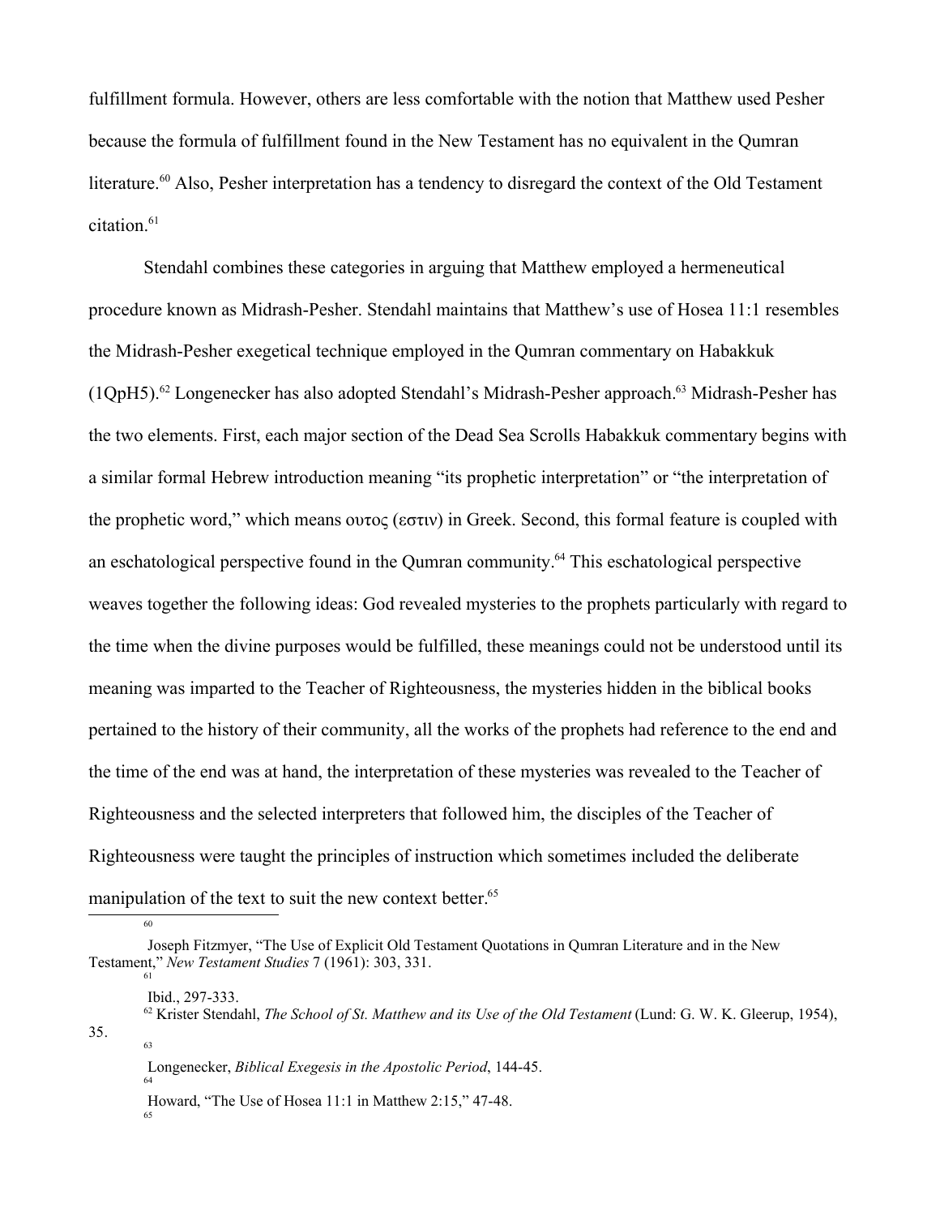fulfillment formula. However, others are less comfortable with the notion that Matthew used Pesher because the formula of fulfillment found in the New Testament has no equivalent in the Qumran literature.[60] Also, Pesher interpretation has a tendency to disregard the context of the Old Testament citation.[61]

Stendahl combines these categories in arguing that Matthew employed a hermeneutical procedure known as Midrash-Pesher. Stendahl maintains that Matthew's use of Hosea 11:1 resembles the Midrash-Pesher exegetical technique employed in the Qumran commentary on Habakkuk (1QpH5).[62] Longenecker has also adopted Stendahl's Midrash-Pesher approach.[63] Midrash-Pesher has the two elements. First, each major section of the Dead Sea Scrolls Habakkuk commentary begins with a similar formal Hebrew introduction meaning "its prophetic interpretation" or "the interpretation of the prophetic word," which means ουτος (εστιν) in Greek. Second, this formal feature is coupled with an eschatological perspective found in the Qumran community.[64] This eschatological perspective weaves together the following ideas: God revealed mysteries to the prophets particularly with regard to the time when the divine purposes would be fulfilled, these meanings could not be understood until its meaning was imparted to the Teacher of Righteousness, the mysteries hidden in the biblical books pertained to the history of their community, all the works of the prophets had reference to the end and the time of the end was at hand, the interpretation of these mysteries was revealed to the Teacher of Righteousness and the selected interpreters that followed him, the disciples of the Teacher of Righteousness were taught the principles of instruction which sometimes included the deliberate manipulation of the text to suit the new context better.[65]

---

[60] Joseph Fitzmyer, "The Use of Explicit Old Testament Quotations in Qumran Literature and in the New Testament," *New Testament Studies* 7 (1961): 303, 331.

[61] Ibid., 297-333.

[62] Krister Stendahl, *The School of St. Matthew and its Use of the Old Testament* (Lund: G. W. K. Gleerup, 1954), 35.

[63] Longenecker, *Biblical Exegesis in the Apostolic Period*, 144-45.

[64] Howard, "The Use of Hosea 11:1 in Matthew 2:15," 47-48.

[65]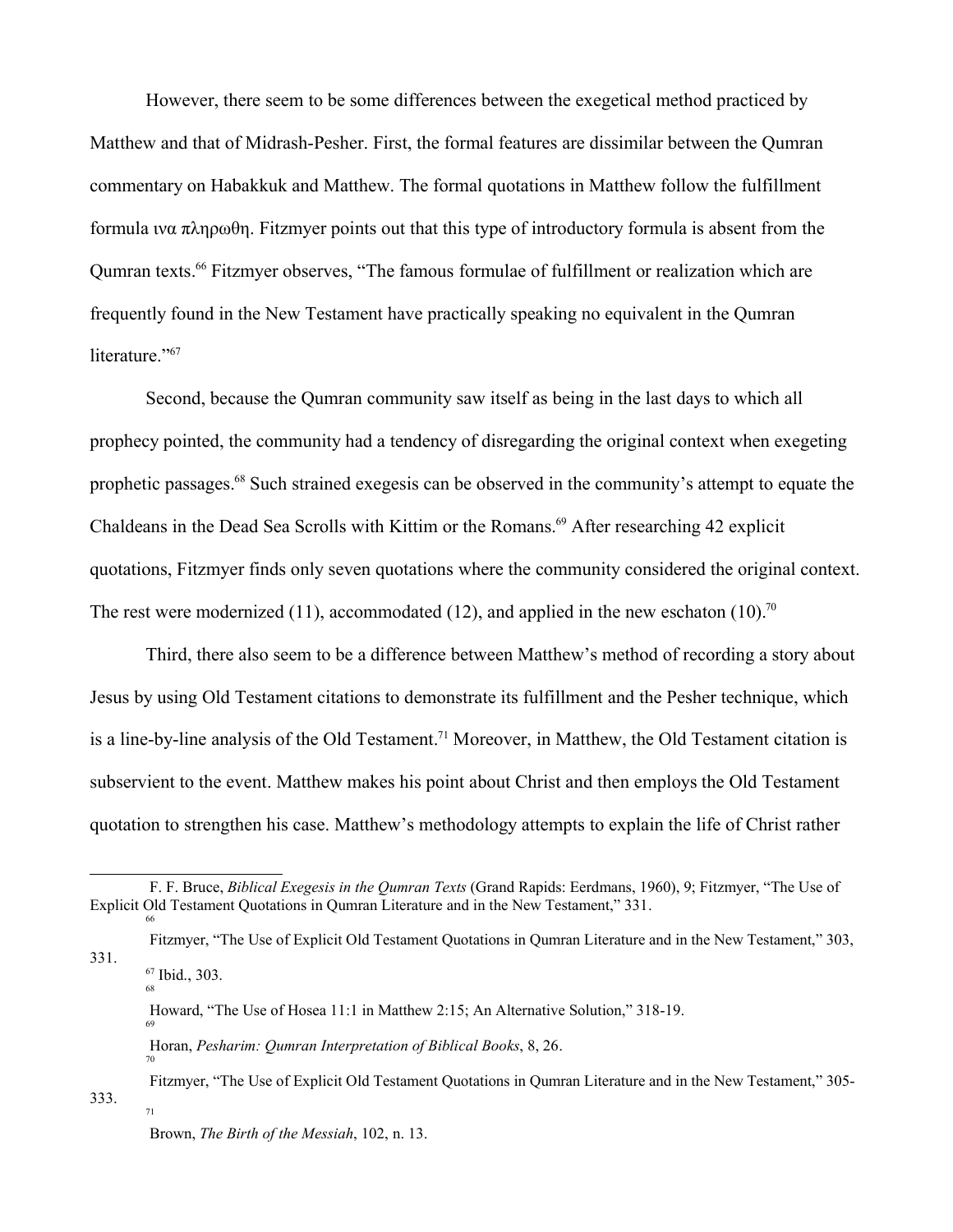However, there seem to be some differences between the exegetical method practiced by Matthew and that of Midrash-Pesher. First, the formal features are dissimilar between the Qumran commentary on Habakkuk and Matthew. The formal quotations in Matthew follow the fulfillment formula ινα πληρωθη. Fitzmyer points out that this type of introductory formula is absent from the Qumran texts.[66] Fitzmyer observes, "The famous formulae of fulfillment or realization which are frequently found in the New Testament have practically speaking no equivalent in the Qumran literature."[67]

Second, because the Qumran community saw itself as being in the last days to which all prophecy pointed, the community had a tendency of disregarding the original context when exegeting prophetic passages.[68] Such strained exegesis can be observed in the community's attempt to equate the Chaldeans in the Dead Sea Scrolls with Kittim or the Romans.[69] After researching 42 explicit quotations, Fitzmyer finds only seven quotations where the community considered the original context. The rest were modernized (11), accommodated (12), and applied in the new eschaton (10).[70]

Third, there also seem to be a difference between Matthew's method of recording a story about Jesus by using Old Testament citations to demonstrate its fulfillment and the Pesher technique, which is a line-by-line analysis of the Old Testament.[71] Moreover, in Matthew, the Old Testament citation is subservient to the event. Matthew makes his point about Christ and then employs the Old Testament quotation to strengthen his case. Matthew's methodology attempts to explain the life of Christ rather

---

F. F. Bruce, *Biblical Exegesis in the Qumran Texts* (Grand Rapids: Eerdmans, 1960), 9; Fitzmyer, "The Use of Explicit Old Testament Quotations in Qumran Literature and in the New Testament," 331.

[66] Fitzmyer, "The Use of Explicit Old Testament Quotations in Qumran Literature and in the New Testament," 303, 331.

[67] Ibid., 303.

[68] Howard, "The Use of Hosea 11:1 in Matthew 2:15; An Alternative Solution," 318-19.

[69] Horan, *Pesharim: Qumran Interpretation of Biblical Books*, 8, 26.

[70] Fitzmyer, "The Use of Explicit Old Testament Quotations in Qumran Literature and in the New Testament," 305-333.

[71] Brown, *The Birth of the Messiah*, 102, n. 13.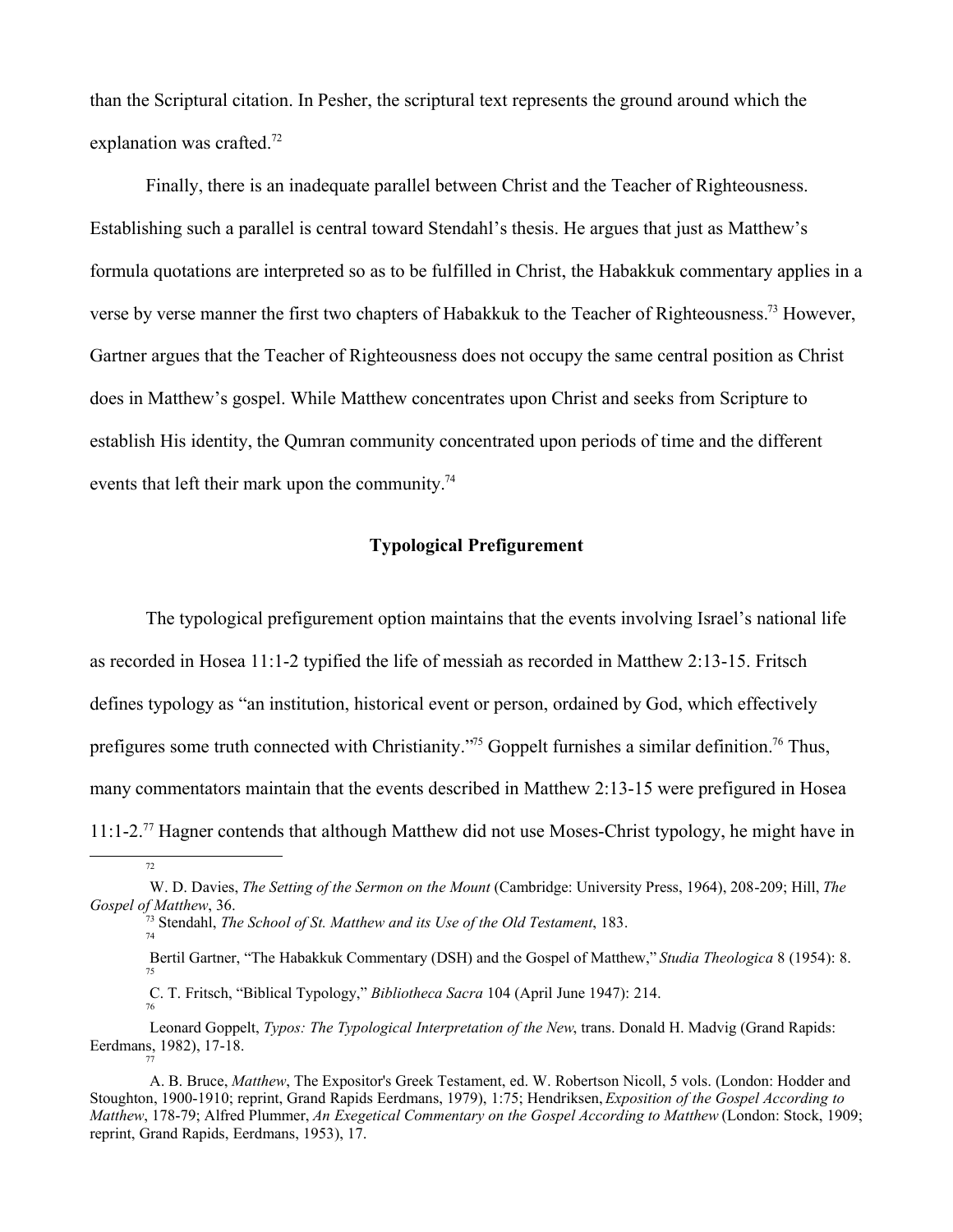than the Scriptural citation. In Pesher, the scriptural text represents the ground around which the explanation was crafted.[72]

Finally, there is an inadequate parallel between Christ and the Teacher of Righteousness. Establishing such a parallel is central toward Stendahl's thesis. He argues that just as Matthew's formula quotations are interpreted so as to be fulfilled in Christ, the Habakkuk commentary applies in a verse by verse manner the first two chapters of Habakkuk to the Teacher of Righteousness.[73] However, Gartner argues that the Teacher of Righteousness does not occupy the same central position as Christ does in Matthew's gospel. While Matthew concentrates upon Christ and seeks from Scripture to establish His identity, the Qumran community concentrated upon periods of time and the different events that left their mark upon the community.[74]

### Typological Prefigurement

The typological prefigurement option maintains that the events involving Israel's national life as recorded in Hosea 11:1-2 typified the life of messiah as recorded in Matthew 2:13-15. Fritsch defines typology as "an institution, historical event or person, ordained by God, which effectively prefigures some truth connected with Christianity."[75] Goppelt furnishes a similar definition.[76] Thus, many commentators maintain that the events described in Matthew 2:13-15 were prefigured in Hosea 11:1-2.[77] Hagner contends that although Matthew did not use Moses-Christ typology, he might have in

---

[72] W. D. Davies, *The Setting of the Sermon on the Mount* (Cambridge: University Press, 1964), 208-209; Hill, *The Gospel of Matthew*, 36.

[73] Stendahl, *The School of St. Matthew and its Use of the Old Testament*, 183.

[74] Bertil Gartner, "The Habakkuk Commentary (DSH) and the Gospel of Matthew," *Studia Theologica* 8 (1954): 8.

[75] C. T. Fritsch, "Biblical Typology," *Bibliotheca Sacra* 104 (April June 1947): 214.

[76] Leonard Goppelt, *Typos: The Typological Interpretation of the New*, trans. Donald H. Madvig (Grand Rapids: Eerdmans, 1982), 17-18.

[77] A. B. Bruce, *Matthew*, The Expositor's Greek Testament, ed. W. Robertson Nicoll, 5 vols. (London: Hodder and Stoughton, 1900-1910; reprint, Grand Rapids Eerdmans, 1979), 1:75; Hendriksen, *Exposition of the Gospel According to Matthew*, 178-79; Alfred Plummer, *An Exegetical Commentary on the Gospel According to Matthew* (London: Stock, 1909; reprint, Grand Rapids, Eerdmans, 1953), 17.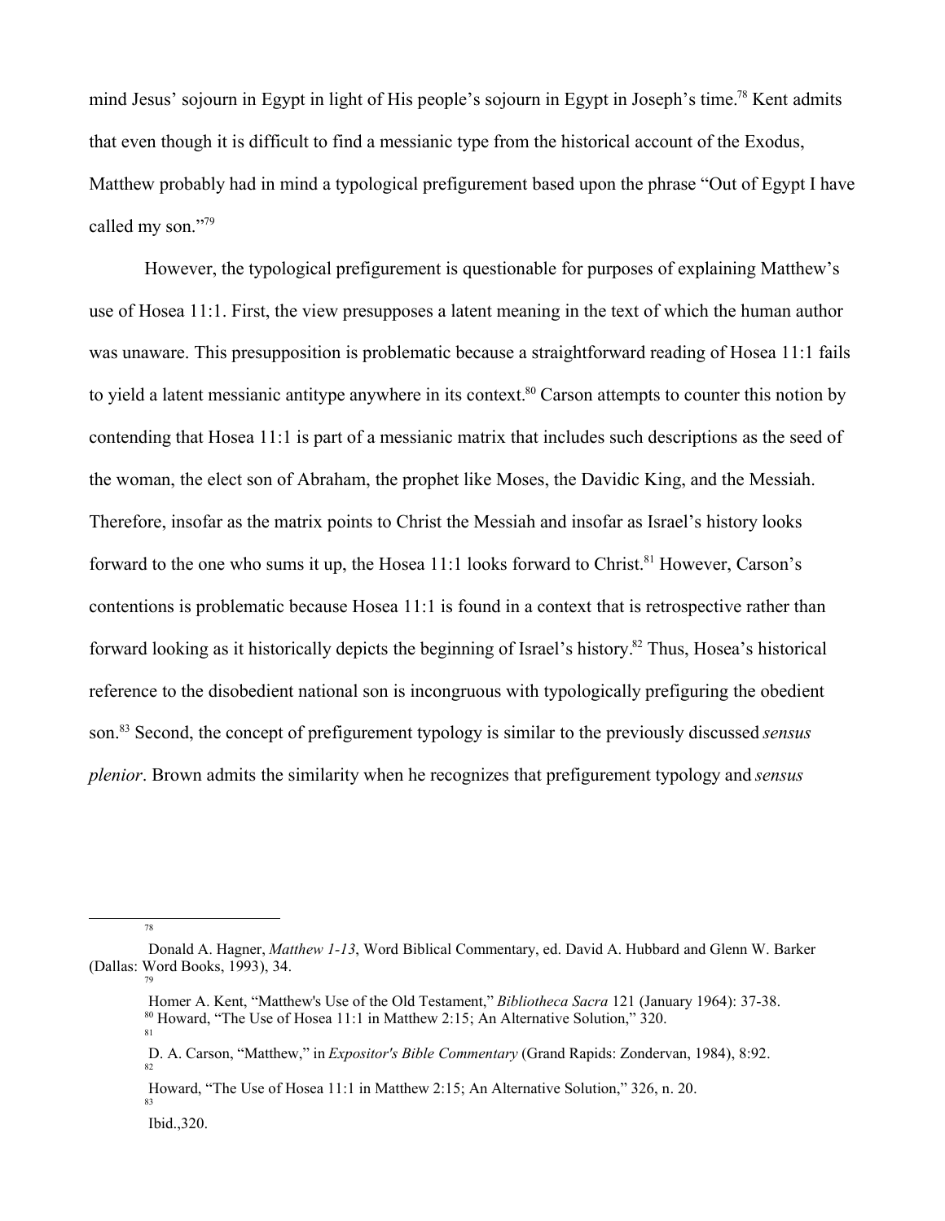mind Jesus' sojourn in Egypt in light of His people's sojourn in Egypt in Joseph's time.[78] Kent admits that even though it is difficult to find a messianic type from the historical account of the Exodus, Matthew probably had in mind a typological prefigurement based upon the phrase "Out of Egypt I have called my son."[79]

However, the typological prefigurement is questionable for purposes of explaining Matthew's use of Hosea 11:1. First, the view presupposes a latent meaning in the text of which the human author was unaware. This presupposition is problematic because a straightforward reading of Hosea 11:1 fails to yield a latent messianic antitype anywhere in its context.[80] Carson attempts to counter this notion by contending that Hosea 11:1 is part of a messianic matrix that includes such descriptions as the seed of the woman, the elect son of Abraham, the prophet like Moses, the Davidic King, and the Messiah. Therefore, insofar as the matrix points to Christ the Messiah and insofar as Israel's history looks forward to the one who sums it up, the Hosea 11:1 looks forward to Christ.[81] However, Carson's contentions is problematic because Hosea 11:1 is found in a context that is retrospective rather than forward looking as it historically depicts the beginning of Israel's history.[82] Thus, Hosea's historical reference to the disobedient national son is incongruous with typologically prefiguring the obedient son.[83] Second, the concept of prefigurement typology is similar to the previously discussed *sensus plenior*. Brown admits the similarity when he recognizes that prefigurement typology and *sensus*

---

[78] Donald A. Hagner, *Matthew 1-13*, Word Biblical Commentary, ed. David A. Hubbard and Glenn W. Barker (Dallas: Word Books, 1993), 34.

[79] Homer A. Kent, "Matthew's Use of the Old Testament," *Bibliotheca Sacra* 121 (January 1964): 37-38.

[80] Howard, "The Use of Hosea 11:1 in Matthew 2:15; An Alternative Solution," 320.

[81] D. A. Carson, "Matthew," in *Expositor's Bible Commentary* (Grand Rapids: Zondervan, 1984), 8:92.

[82] Howard, "The Use of Hosea 11:1 in Matthew 2:15; An Alternative Solution," 326, n. 20.

[83] Ibid.,320.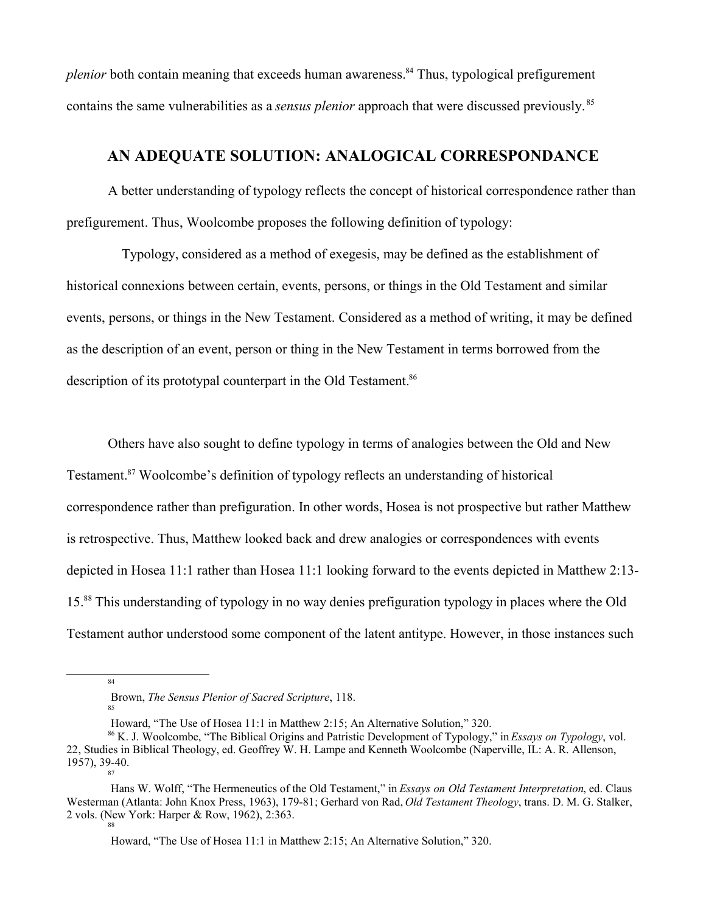*plenior* both contain meaning that exceeds human awareness.[84] Thus, typological prefigurement contains the same vulnerabilities as a *sensus plenior* approach that were discussed previously.[85]

## AN ADEQUATE SOLUTION: ANALOGICAL CORRESPONDANCE

A better understanding of typology reflects the concept of historical correspondence rather than prefigurement. Thus, Woolcombe proposes the following definition of typology:

> Typology, considered as a method of exegesis, may be defined as the establishment of historical connexions between certain, events, persons, or things in the Old Testament and similar events, persons, or things in the New Testament. Considered as a method of writing, it may be defined as the description of an event, person or thing in the New Testament in terms borrowed from the description of its prototypal counterpart in the Old Testament.[86]

Others have also sought to define typology in terms of analogies between the Old and New Testament.[87] Woolcombe's definition of typology reflects an understanding of historical correspondence rather than prefiguration. In other words, Hosea is not prospective but rather Matthew is retrospective. Thus, Matthew looked back and drew analogies or correspondences with events depicted in Hosea 11:1 rather than Hosea 11:1 looking forward to the events depicted in Matthew 2:13-15.[88] This understanding of typology in no way denies prefiguration typology in places where the Old Testament author understood some component of the latent antitype. However, in those instances such

---

[84] Brown, *The Sensus Plenior of Sacred Scripture*, 118.

[85] Howard, "The Use of Hosea 11:1 in Matthew 2:15; An Alternative Solution," 320.

[86] K. J. Woolcombe, "The Biblical Origins and Patristic Development of Typology," in *Essays on Typology*, vol. 22, Studies in Biblical Theology, ed. Geoffrey W. H. Lampe and Kenneth Woolcombe (Naperville, IL: A. R. Allenson, 1957), 39-40.

[87] Hans W. Wolff, "The Hermeneutics of the Old Testament," in *Essays on Old Testament Interpretation*, ed. Claus Westerman (Atlanta: John Knox Press, 1963), 179-81; Gerhard von Rad, *Old Testament Theology*, trans. D. M. G. Stalker, 2 vols. (New York: Harper & Row, 1962), 2:363.

[88] Howard, "The Use of Hosea 11:1 in Matthew 2:15; An Alternative Solution," 320.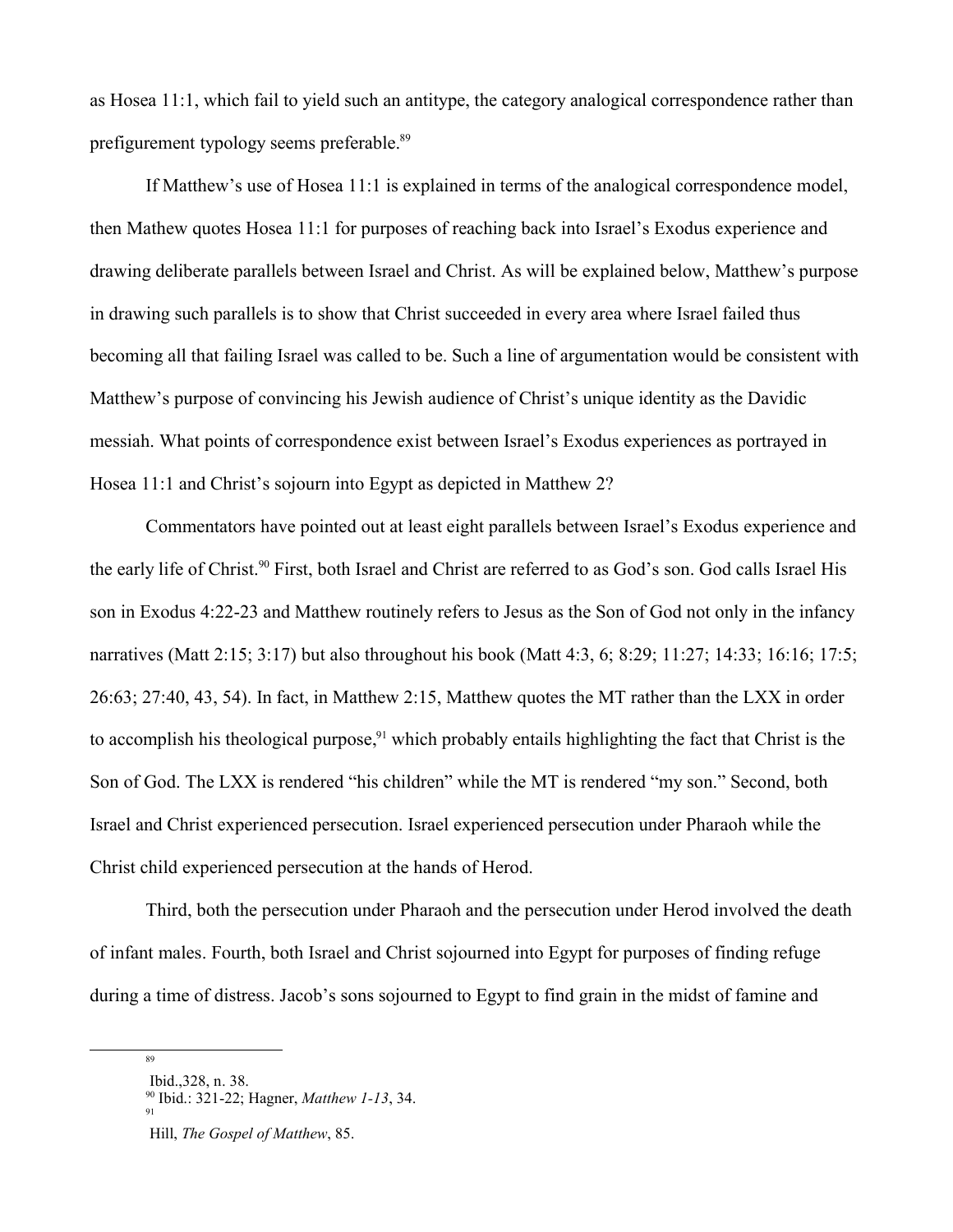as Hosea 11:1, which fail to yield such an antitype, the category analogical correspondence rather than prefigurement typology seems preferable.[89]

If Matthew's use of Hosea 11:1 is explained in terms of the analogical correspondence model, then Mathew quotes Hosea 11:1 for purposes of reaching back into Israel's Exodus experience and drawing deliberate parallels between Israel and Christ. As will be explained below, Matthew's purpose in drawing such parallels is to show that Christ succeeded in every area where Israel failed thus becoming all that failing Israel was called to be. Such a line of argumentation would be consistent with Matthew's purpose of convincing his Jewish audience of Christ's unique identity as the Davidic messiah. What points of correspondence exist between Israel's Exodus experiences as portrayed in Hosea 11:1 and Christ's sojourn into Egypt as depicted in Matthew 2?

Commentators have pointed out at least eight parallels between Israel's Exodus experience and the early life of Christ.[90] First, both Israel and Christ are referred to as God's son. God calls Israel His son in Exodus 4:22-23 and Matthew routinely refers to Jesus as the Son of God not only in the infancy narratives (Matt 2:15; 3:17) but also throughout his book (Matt 4:3, 6; 8:29; 11:27; 14:33; 16:16; 17:5; 26:63; 27:40, 43, 54). In fact, in Matthew 2:15, Matthew quotes the MT rather than the LXX in order to accomplish his theological purpose,[91] which probably entails highlighting the fact that Christ is the Son of God. The LXX is rendered "his children" while the MT is rendered "my son." Second, both Israel and Christ experienced persecution. Israel experienced persecution under Pharaoh while the Christ child experienced persecution at the hands of Herod.

Third, both the persecution under Pharaoh and the persecution under Herod involved the death of infant males. Fourth, both Israel and Christ sojourned into Egypt for purposes of finding refuge during a time of distress. Jacob's sons sojourned to Egypt to find grain in the midst of famine and

---

[89] Ibid.,328, n. 38.

[90] Ibid.: 321-22; Hagner, *Matthew 1-13*, 34.

[91] Hill, *The Gospel of Matthew*, 85.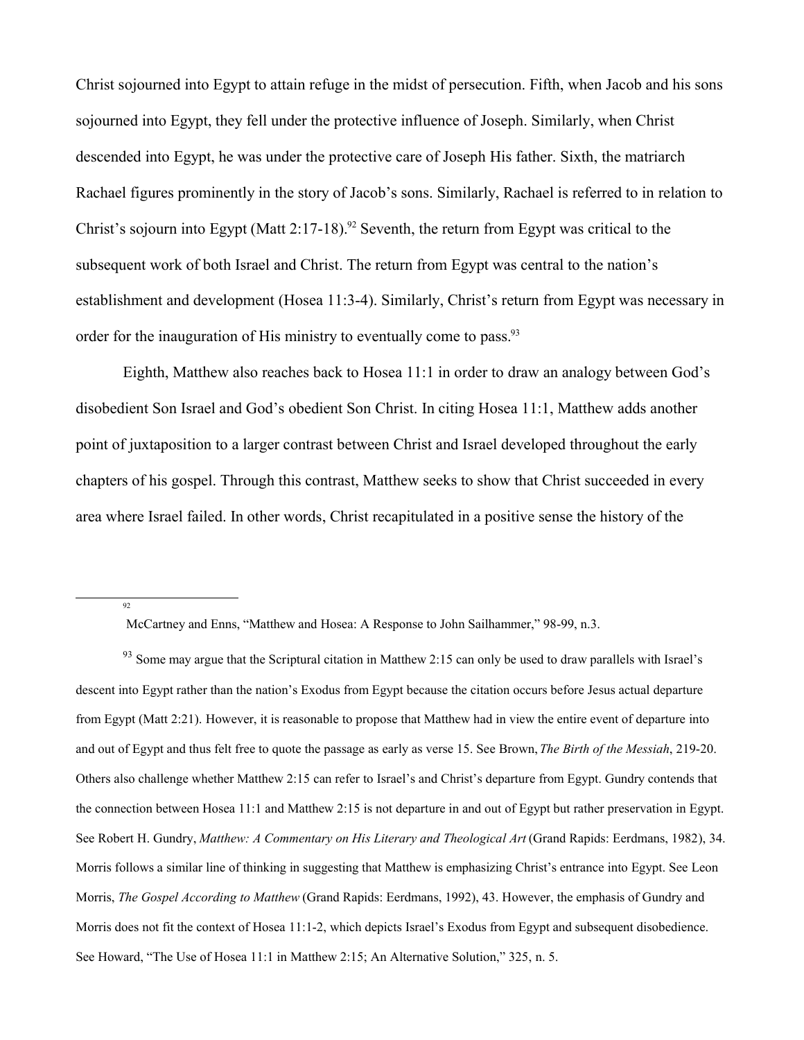Christ sojourned into Egypt to attain refuge in the midst of persecution. Fifth, when Jacob and his sons sojourned into Egypt, they fell under the protective influence of Joseph. Similarly, when Christ descended into Egypt, he was under the protective care of Joseph His father. Sixth, the matriarch Rachael figures prominently in the story of Jacob's sons. Similarly, Rachael is referred to in relation to Christ's sojourn into Egypt (Matt 2:17-18).[92] Seventh, the return from Egypt was critical to the subsequent work of both Israel and Christ. The return from Egypt was central to the nation's establishment and development (Hosea 11:3-4). Similarly, Christ's return from Egypt was necessary in order for the inauguration of His ministry to eventually come to pass.[93]

Eighth, Matthew also reaches back to Hosea 11:1 in order to draw an analogy between God's disobedient Son Israel and God's obedient Son Christ. In citing Hosea 11:1, Matthew adds another point of juxtaposition to a larger contrast between Christ and Israel developed throughout the early chapters of his gospel. Through this contrast, Matthew seeks to show that Christ succeeded in every area where Israel failed. In other words, Christ recapitulated in a positive sense the history of the

---

[92] McCartney and Enns, "Matthew and Hosea: A Response to John Sailhammer," 98-99, n.3.

[93] Some may argue that the Scriptural citation in Matthew 2:15 can only be used to draw parallels with Israel's descent into Egypt rather than the nation's Exodus from Egypt because the citation occurs before Jesus actual departure from Egypt (Matt 2:21). However, it is reasonable to propose that Matthew had in view the entire event of departure into and out of Egypt and thus felt free to quote the passage as early as verse 15. See Brown, *The Birth of the Messiah*, 219-20. Others also challenge whether Matthew 2:15 can refer to Israel's and Christ's departure from Egypt. Gundry contends that the connection between Hosea 11:1 and Matthew 2:15 is not departure in and out of Egypt but rather preservation in Egypt. See Robert H. Gundry, *Matthew: A Commentary on His Literary and Theological Art* (Grand Rapids: Eerdmans, 1982), 34. Morris follows a similar line of thinking in suggesting that Matthew is emphasizing Christ's entrance into Egypt. See Leon Morris, *The Gospel According to Matthew* (Grand Rapids: Eerdmans, 1992), 43. However, the emphasis of Gundry and Morris does not fit the context of Hosea 11:1-2, which depicts Israel's Exodus from Egypt and subsequent disobedience. See Howard, "The Use of Hosea 11:1 in Matthew 2:15; An Alternative Solution," 325, n. 5.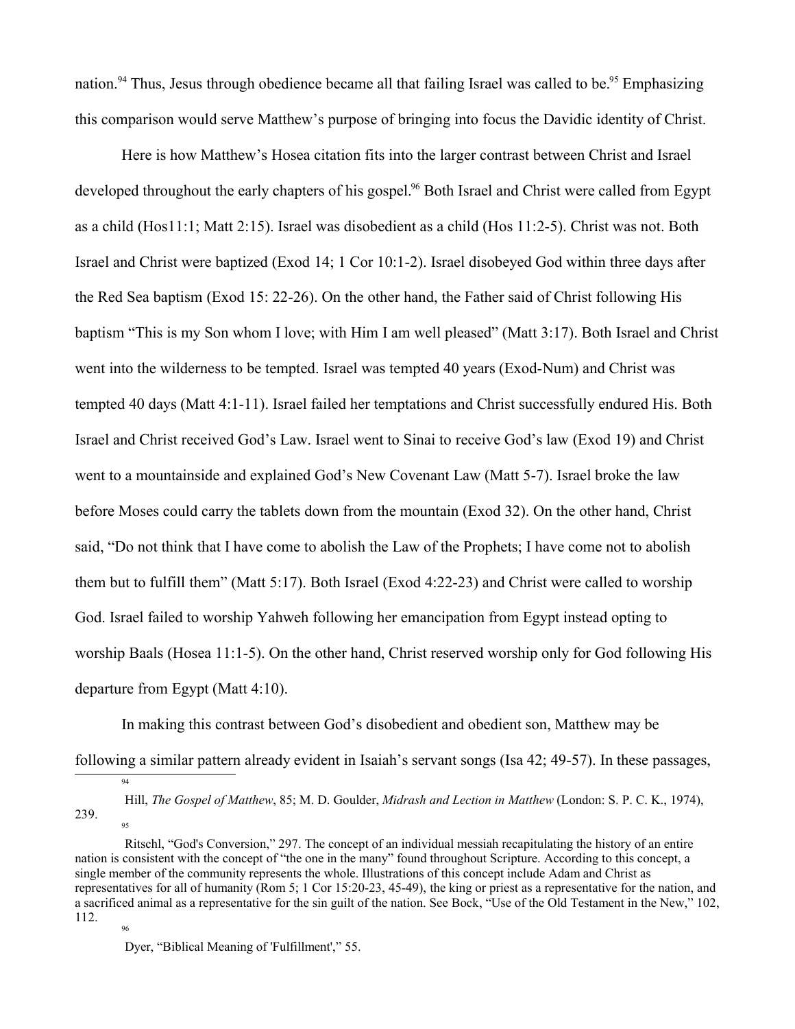nation.[94] Thus, Jesus through obedience became all that failing Israel was called to be.[95] Emphasizing this comparison would serve Matthew's purpose of bringing into focus the Davidic identity of Christ.

Here is how Matthew's Hosea citation fits into the larger contrast between Christ and Israel developed throughout the early chapters of his gospel.[96] Both Israel and Christ were called from Egypt as a child (Hos11:1; Matt 2:15). Israel was disobedient as a child (Hos 11:2-5). Christ was not. Both Israel and Christ were baptized (Exod 14; 1 Cor 10:1-2). Israel disobeyed God within three days after the Red Sea baptism (Exod 15: 22-26). On the other hand, the Father said of Christ following His baptism "This is my Son whom I love; with Him I am well pleased" (Matt 3:17). Both Israel and Christ went into the wilderness to be tempted. Israel was tempted 40 years (Exod-Num) and Christ was tempted 40 days (Matt 4:1-11). Israel failed her temptations and Christ successfully endured His. Both Israel and Christ received God's Law. Israel went to Sinai to receive God's law (Exod 19) and Christ went to a mountainside and explained God's New Covenant Law (Matt 5-7). Israel broke the law before Moses could carry the tablets down from the mountain (Exod 32). On the other hand, Christ said, "Do not think that I have come to abolish the Law of the Prophets; I have come not to abolish them but to fulfill them" (Matt 5:17). Both Israel (Exod 4:22-23) and Christ were called to worship God. Israel failed to worship Yahweh following her emancipation from Egypt instead opting to worship Baals (Hosea 11:1-5). On the other hand, Christ reserved worship only for God following His departure from Egypt (Matt 4:10).

In making this contrast between God's disobedient and obedient son, Matthew may be following a similar pattern already evident in Isaiah's servant songs (Isa 42; 49-57). In these passages,

---

[94] Hill, *The Gospel of Matthew*, 85; M. D. Goulder, *Midrash and Lection in Matthew* (London: S. P. C. K., 1974), 239.

[95] Ritschl, "God's Conversion," 297. The concept of an individual messiah recapitulating the history of an entire nation is consistent with the concept of "the one in the many" found throughout Scripture. According to this concept, a single member of the community represents the whole. Illustrations of this concept include Adam and Christ as representatives for all of humanity (Rom 5; 1 Cor 15:20-23, 45-49), the king or priest as a representative for the nation, and a sacrificed animal as a representative for the sin guilt of the nation. See Bock, "Use of the Old Testament in the New," 102, 112.

[96] Dyer, "Biblical Meaning of 'Fulfillment'," 55.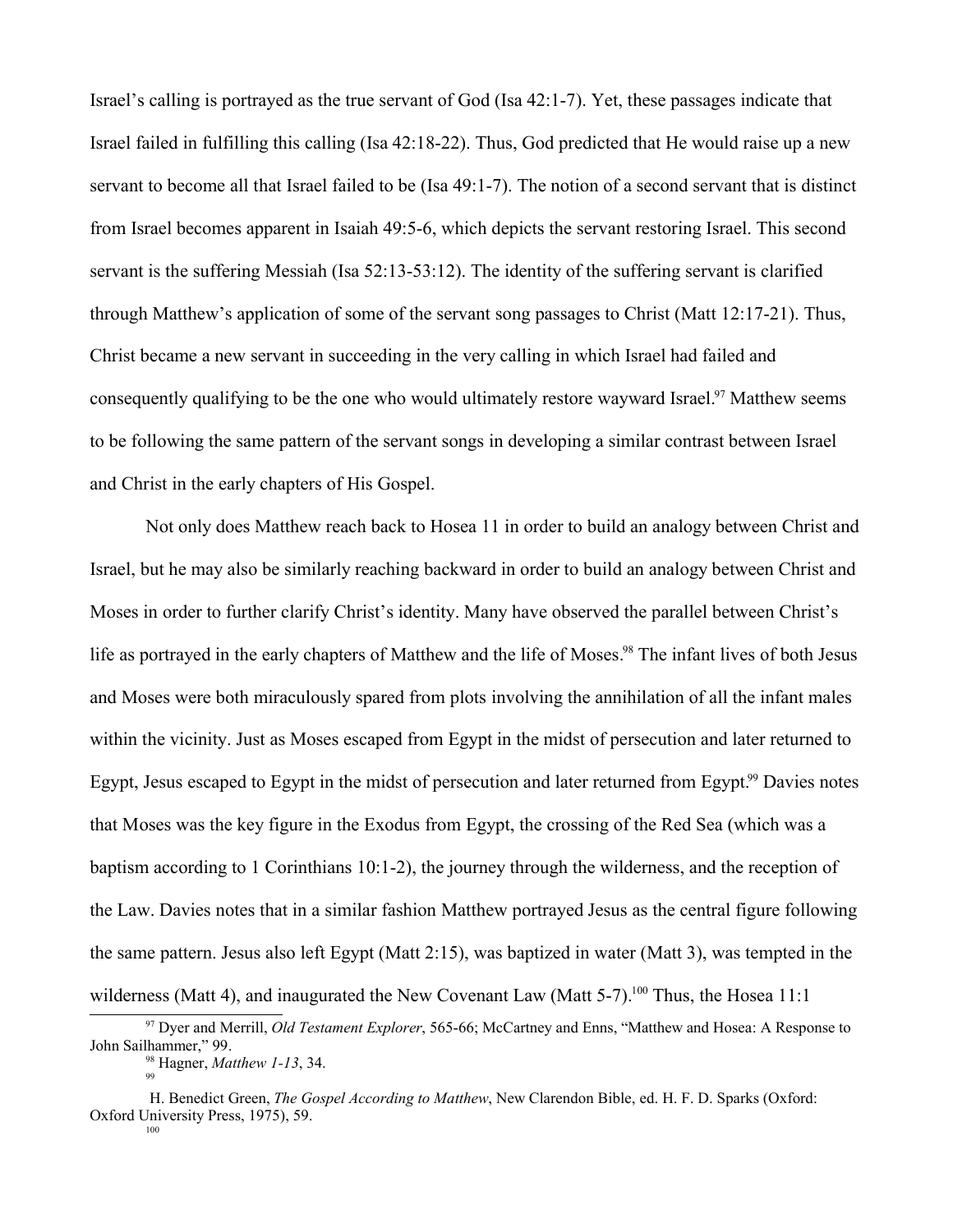Israel's calling is portrayed as the true servant of God (Isa 42:1-7). Yet, these passages indicate that Israel failed in fulfilling this calling (Isa 42:18-22). Thus, God predicted that He would raise up a new servant to become all that Israel failed to be (Isa 49:1-7). The notion of a second servant that is distinct from Israel becomes apparent in Isaiah 49:5-6, which depicts the servant restoring Israel. This second servant is the suffering Messiah (Isa 52:13-53:12). The identity of the suffering servant is clarified through Matthew's application of some of the servant song passages to Christ (Matt 12:17-21). Thus, Christ became a new servant in succeeding in the very calling in which Israel had failed and consequently qualifying to be the one who would ultimately restore wayward Israel.[97] Matthew seems to be following the same pattern of the servant songs in developing a similar contrast between Israel and Christ in the early chapters of His Gospel.

Not only does Matthew reach back to Hosea 11 in order to build an analogy between Christ and Israel, but he may also be similarly reaching backward in order to build an analogy between Christ and Moses in order to further clarify Christ's identity. Many have observed the parallel between Christ's life as portrayed in the early chapters of Matthew and the life of Moses.[98] The infant lives of both Jesus and Moses were both miraculously spared from plots involving the annihilation of all the infant males within the vicinity. Just as Moses escaped from Egypt in the midst of persecution and later returned to Egypt, Jesus escaped to Egypt in the midst of persecution and later returned from Egypt.[99] Davies notes that Moses was the key figure in the Exodus from Egypt, the crossing of the Red Sea (which was a baptism according to 1 Corinthians 10:1-2), the journey through the wilderness, and the reception of the Law. Davies notes that in a similar fashion Matthew portrayed Jesus as the central figure following the same pattern. Jesus also left Egypt (Matt 2:15), was baptized in water (Matt 3), was tempted in the wilderness (Matt 4), and inaugurated the New Covenant Law (Matt 5-7).[100] Thus, the Hosea 11:1

---

[97] Dyer and Merrill, *Old Testament Explorer*, 565-66; McCartney and Enns, "Matthew and Hosea: A Response to John Sailhammer," 99.

[98] Hagner, *Matthew 1-13*, 34.

[99] H. Benedict Green, *The Gospel According to Matthew*, New Clarendon Bible, ed. H. F. D. Sparks (Oxford: Oxford University Press, 1975), 59.

[100]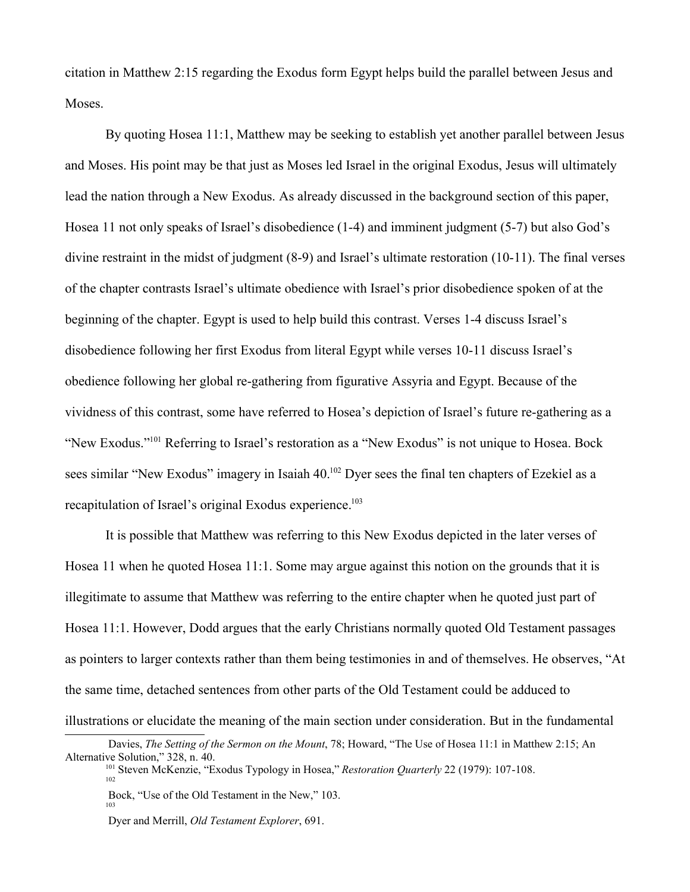citation in Matthew 2:15 regarding the Exodus form Egypt helps build the parallel between Jesus and Moses.

By quoting Hosea 11:1, Matthew may be seeking to establish yet another parallel between Jesus and Moses. His point may be that just as Moses led Israel in the original Exodus, Jesus will ultimately lead the nation through a New Exodus. As already discussed in the background section of this paper, Hosea 11 not only speaks of Israel's disobedience (1-4) and imminent judgment (5-7) but also God's divine restraint in the midst of judgment (8-9) and Israel's ultimate restoration (10-11). The final verses of the chapter contrasts Israel's ultimate obedience with Israel's prior disobedience spoken of at the beginning of the chapter. Egypt is used to help build this contrast. Verses 1-4 discuss Israel's disobedience following her first Exodus from literal Egypt while verses 10-11 discuss Israel's obedience following her global re-gathering from figurative Assyria and Egypt. Because of the vividness of this contrast, some have referred to Hosea's depiction of Israel's future re-gathering as a "New Exodus."[101] Referring to Israel's restoration as a "New Exodus" is not unique to Hosea. Bock sees similar "New Exodus" imagery in Isaiah 40.[102] Dyer sees the final ten chapters of Ezekiel as a recapitulation of Israel's original Exodus experience.[103]

It is possible that Matthew was referring to this New Exodus depicted in the later verses of Hosea 11 when he quoted Hosea 11:1. Some may argue against this notion on the grounds that it is illegitimate to assume that Matthew was referring to the entire chapter when he quoted just part of Hosea 11:1. However, Dodd argues that the early Christians normally quoted Old Testament passages as pointers to larger contexts rather than them being testimonies in and of themselves. He observes, "At the same time, detached sentences from other parts of the Old Testament could be adduced to illustrations or elucidate the meaning of the main section under consideration. But in the fundamental

---

Davies, *The Setting of the Sermon on the Mount*, 78; Howard, "The Use of Hosea 11:1 in Matthew 2:15; An Alternative Solution," 328, n. 40.

[101] Steven McKenzie, "Exodus Typology in Hosea," *Restoration Quarterly* 22 (1979): 107-108.

[102] Bock, "Use of the Old Testament in the New," 103.

[103] Dyer and Merrill, *Old Testament Explorer*, 691.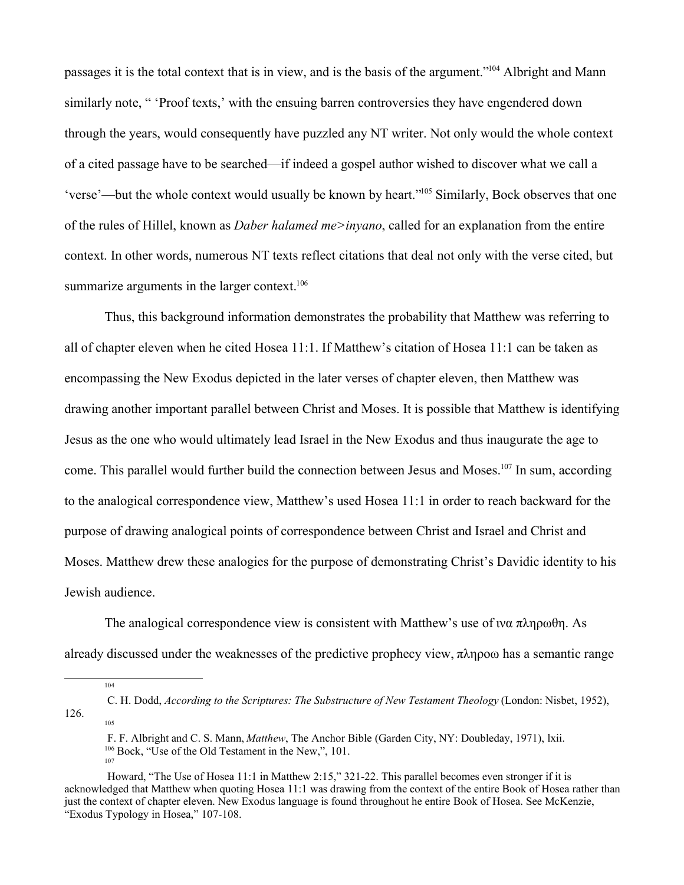passages it is the total context that is in view, and is the basis of the argument."[104] Albright and Mann similarly note, " 'Proof texts,' with the ensuing barren controversies they have engendered down through the years, would consequently have puzzled any NT writer. Not only would the whole context of a cited passage have to be searched—if indeed a gospel author wished to discover what we call a 'verse'—but the whole context would usually be known by heart."[105] Similarly, Bock observes that one of the rules of Hillel, known as *Daber halamed me>inyano*, called for an explanation from the entire context. In other words, numerous NT texts reflect citations that deal not only with the verse cited, but summarize arguments in the larger context.[106]

Thus, this background information demonstrates the probability that Matthew was referring to all of chapter eleven when he cited Hosea 11:1. If Matthew's citation of Hosea 11:1 can be taken as encompassing the New Exodus depicted in the later verses of chapter eleven, then Matthew was drawing another important parallel between Christ and Moses. It is possible that Matthew is identifying Jesus as the one who would ultimately lead Israel in the New Exodus and thus inaugurate the age to come. This parallel would further build the connection between Jesus and Moses.[107] In sum, according to the analogical correspondence view, Matthew's used Hosea 11:1 in order to reach backward for the purpose of drawing analogical points of correspondence between Christ and Israel and Christ and Moses. Matthew drew these analogies for the purpose of demonstrating Christ's Davidic identity to his Jewish audience.

The analogical correspondence view is consistent with Matthew's use of ινα πληρωθη. As already discussed under the weaknesses of the predictive prophecy view, πληροω has a semantic range

---

[104] C. H. Dodd, *According to the Scriptures: The Substructure of New Testament Theology* (London: Nisbet, 1952), 126.

[105] F. F. Albright and C. S. Mann, *Matthew*, The Anchor Bible (Garden City, NY: Doubleday, 1971), lxii.

[106] Bock, "Use of the Old Testament in the New,", 101.

[107] Howard, "The Use of Hosea 11:1 in Matthew 2:15," 321-22. This parallel becomes even stronger if it is acknowledged that Matthew when quoting Hosea 11:1 was drawing from the context of the entire Book of Hosea rather than just the context of chapter eleven. New Exodus language is found throughout he entire Book of Hosea. See McKenzie, "Exodus Typology in Hosea," 107-108.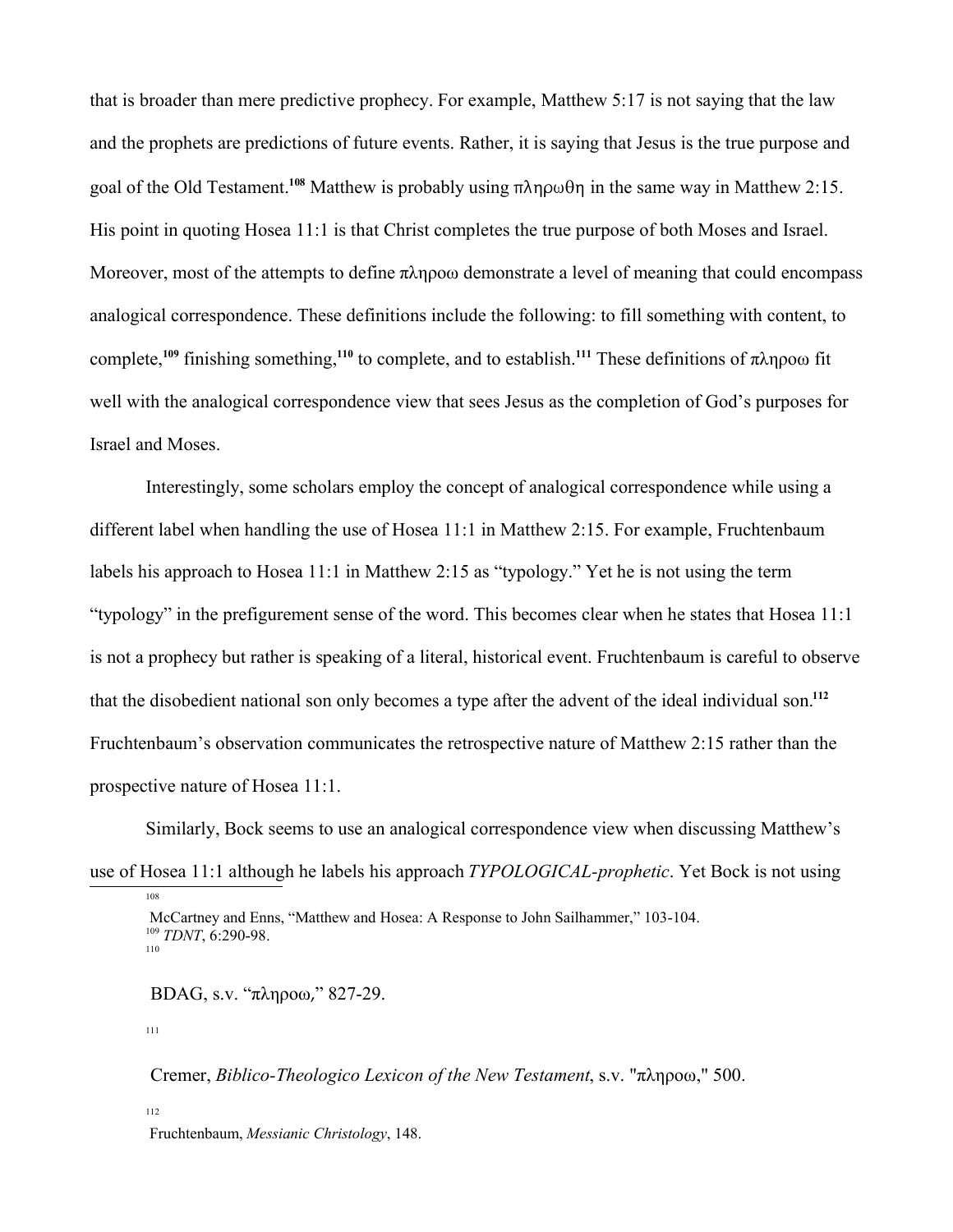that is broader than mere predictive prophecy. For example, Matthew 5:17 is not saying that the law and the prophets are predictions of future events. Rather, it is saying that Jesus is the true purpose and goal of the Old Testament.[108] Matthew is probably using πληρωθη in the same way in Matthew 2:15. His point in quoting Hosea 11:1 is that Christ completes the true purpose of both Moses and Israel. Moreover, most of the attempts to define πληροω demonstrate a level of meaning that could encompass analogical correspondence. These definitions include the following: to fill something with content, to complete,[109] finishing something,[110] to complete, and to establish.[111] These definitions of πληροω fit well with the analogical correspondence view that sees Jesus as the completion of God's purposes for Israel and Moses.

Interestingly, some scholars employ the concept of analogical correspondence while using a different label when handling the use of Hosea 11:1 in Matthew 2:15. For example, Fruchtenbaum labels his approach to Hosea 11:1 in Matthew 2:15 as "typology." Yet he is not using the term "typology" in the prefigurement sense of the word. This becomes clear when he states that Hosea 11:1 is not a prophecy but rather is speaking of a literal, historical event. Fruchtenbaum is careful to observe that the disobedient national son only becomes a type after the advent of the ideal individual son.[112] Fruchtenbaum's observation communicates the retrospective nature of Matthew 2:15 rather than the prospective nature of Hosea 11:1.

Similarly, Bock seems to use an analogical correspondence view when discussing Matthew's use of Hosea 11:1 although he labels his approach *TYPOLOGICAL-prophetic*. Yet Bock is not using

---

[108] McCartney and Enns, "Matthew and Hosea: A Response to John Sailhammer," 103-104.

[109] *TDNT*, 6:290-98.

[110] BDAG, s.v. "πληροω," 827-29.

[111] Cremer, *Biblico-Theologico Lexicon of the New Testament*, s.v. "πληροω," 500.

[112] Fruchtenbaum, *Messianic Christology*, 148.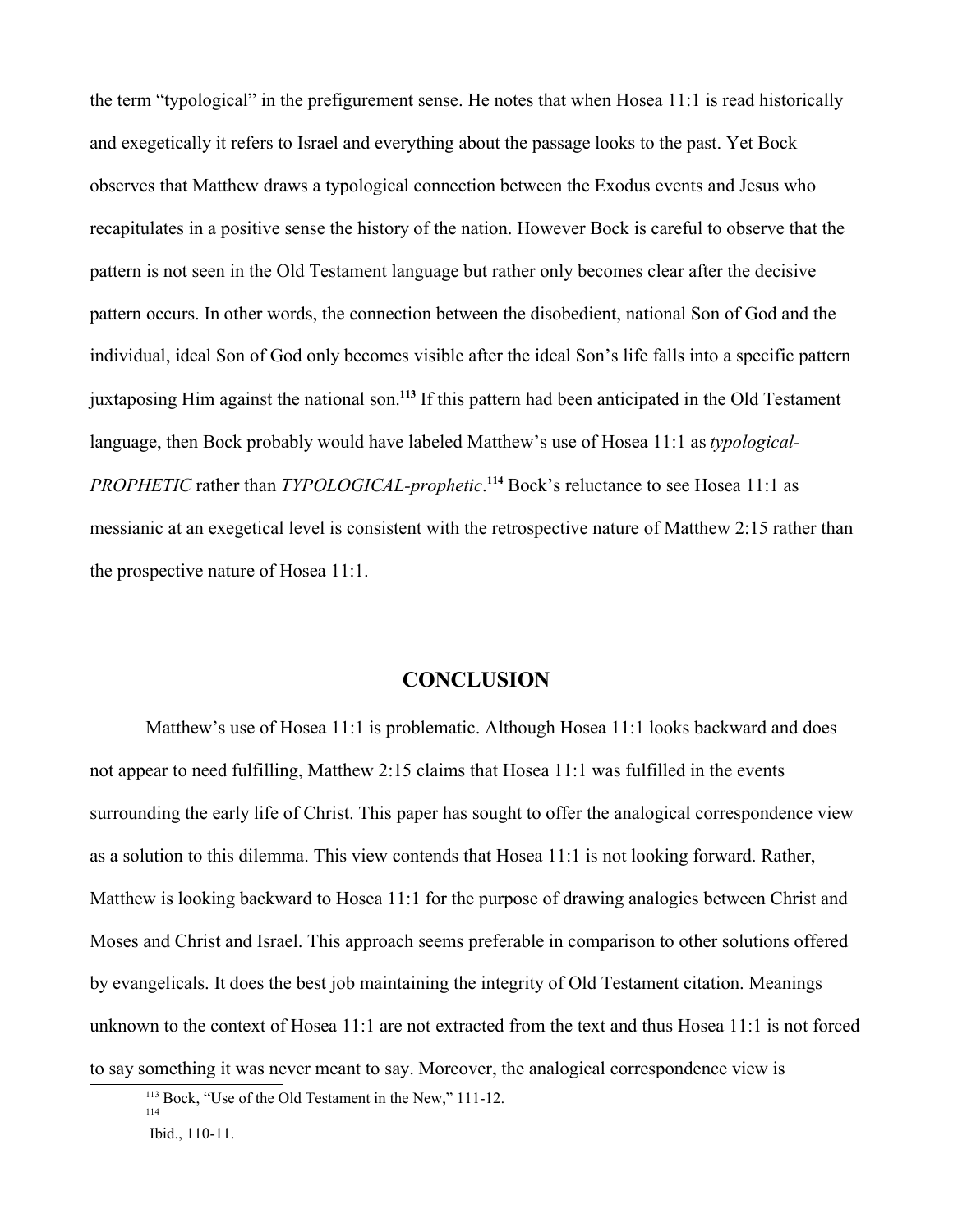the term "typological" in the prefigurement sense. He notes that when Hosea 11:1 is read historically and exegetically it refers to Israel and everything about the passage looks to the past. Yet Bock observes that Matthew draws a typological connection between the Exodus events and Jesus who recapitulates in a positive sense the history of the nation. However Bock is careful to observe that the pattern is not seen in the Old Testament language but rather only becomes clear after the decisive pattern occurs. In other words, the connection between the disobedient, national Son of God and the individual, ideal Son of God only becomes visible after the ideal Son's life falls into a specific pattern juxtaposing Him against the national son.[113] If this pattern had been anticipated in the Old Testament language, then Bock probably would have labeled Matthew's use of Hosea 11:1 as *typological-PROPHETIC* rather than *TYPOLOGICAL-prophetic*.[114] Bock's reluctance to see Hosea 11:1 as messianic at an exegetical level is consistent with the retrospective nature of Matthew 2:15 rather than the prospective nature of Hosea 11:1.

## CONCLUSION

Matthew's use of Hosea 11:1 is problematic. Although Hosea 11:1 looks backward and does not appear to need fulfilling, Matthew 2:15 claims that Hosea 11:1 was fulfilled in the events surrounding the early life of Christ. This paper has sought to offer the analogical correspondence view as a solution to this dilemma. This view contends that Hosea 11:1 is not looking forward. Rather, Matthew is looking backward to Hosea 11:1 for the purpose of drawing analogies between Christ and Moses and Christ and Israel. This approach seems preferable in comparison to other solutions offered by evangelicals. It does the best job maintaining the integrity of Old Testament citation. Meanings unknown to the context of Hosea 11:1 are not extracted from the text and thus Hosea 11:1 is not forced to say something it was never meant to say. Moreover, the analogical correspondence view is

---

[113] Bock, "Use of the Old Testament in the New," 111-12.

[114] Ibid., 110-11.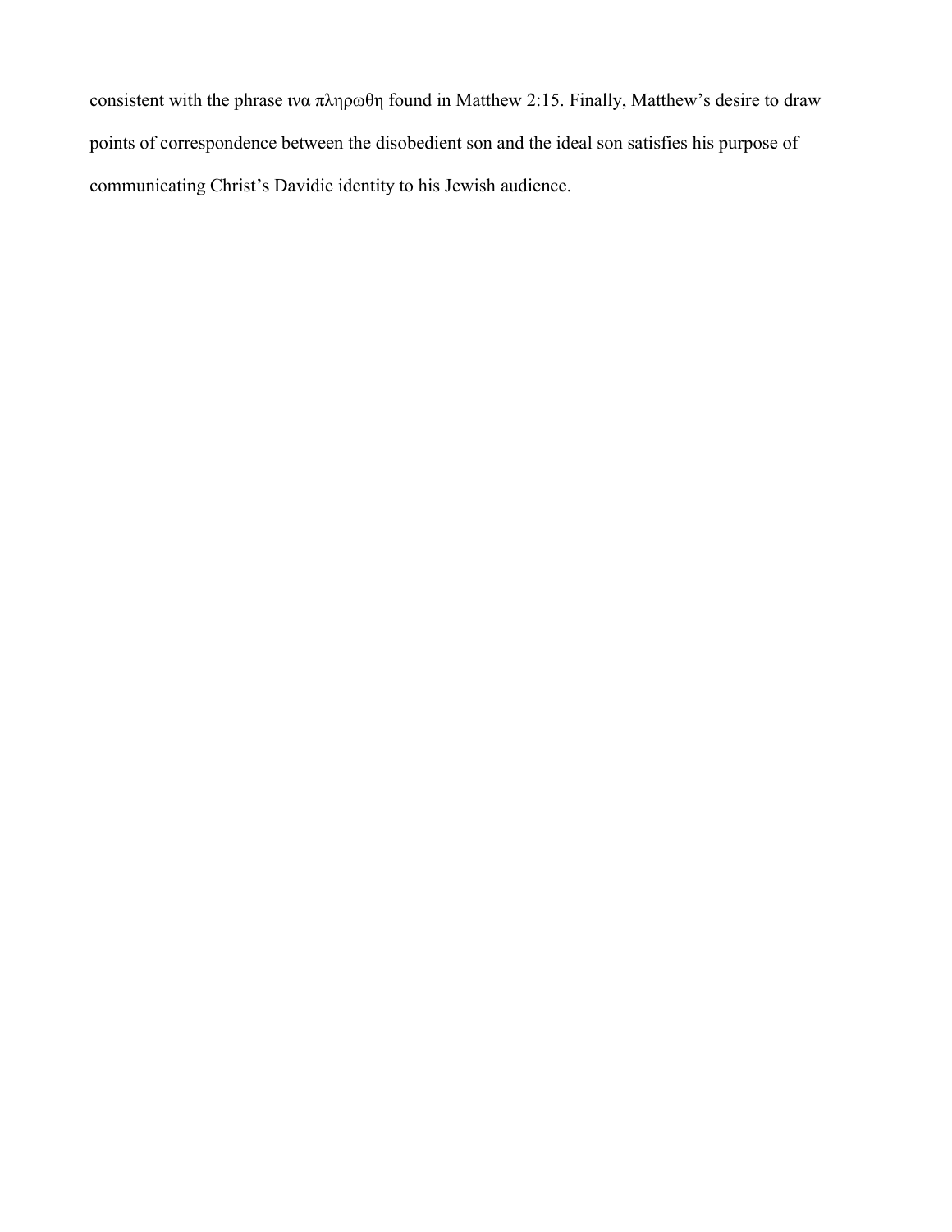consistent with the phrase ινα πληρωθη found in Matthew 2:15. Finally, Matthew's desire to draw points of correspondence between the disobedient son and the ideal son satisfies his purpose of communicating Christ's Davidic identity to his Jewish audience.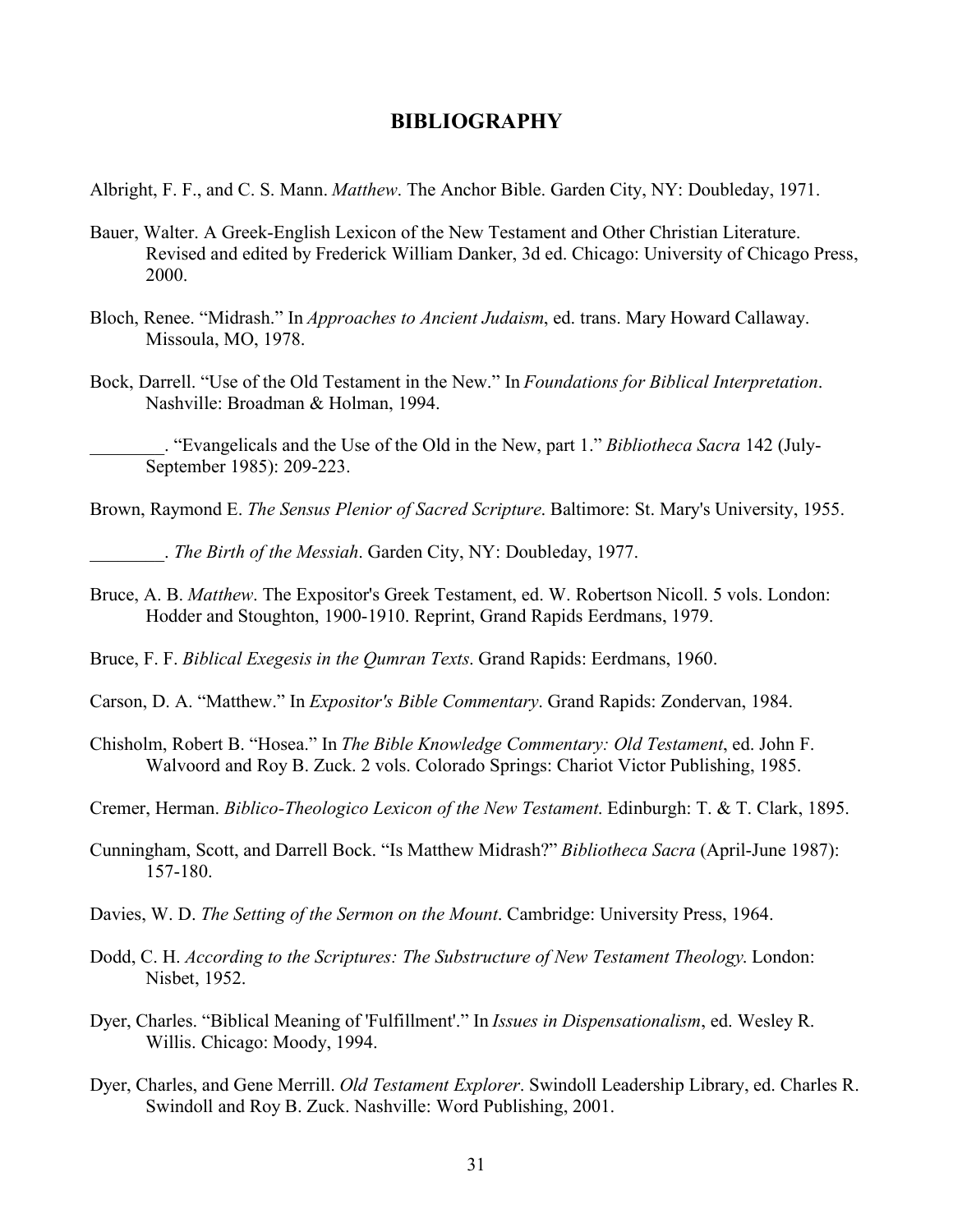# BIBLIOGRAPHY

Albright, F. F., and C. S. Mann. *Matthew*. The Anchor Bible. Garden City, NY: Doubleday, 1971.

Bauer, Walter. A Greek-English Lexicon of the New Testament and Other Christian Literature. Revised and edited by Frederick William Danker, 3d ed. Chicago: University of Chicago Press, 2000.

Bloch, Renee. "Midrash." In *Approaches to Ancient Judaism*, ed. trans. Mary Howard Callaway. Missoula, MO, 1978.

Bock, Darrell. "Use of the Old Testament in the New." In *Foundations for Biblical Interpretation*. Nashville: Broadman & Holman, 1994.

________. "Evangelicals and the Use of the Old in the New, part 1." *Bibliotheca Sacra* 142 (July-September 1985): 209-223.

Brown, Raymond E. *The Sensus Plenior of Sacred Scripture*. Baltimore: St. Mary's University, 1955.

________. *The Birth of the Messiah*. Garden City, NY: Doubleday, 1977.

Bruce, A. B. *Matthew*. The Expositor's Greek Testament, ed. W. Robertson Nicoll. 5 vols. London: Hodder and Stoughton, 1900-1910. Reprint, Grand Rapids Eerdmans, 1979.

Bruce, F. F. *Biblical Exegesis in the Qumran Texts*. Grand Rapids: Eerdmans, 1960.

Carson, D. A. "Matthew." In *Expositor's Bible Commentary*. Grand Rapids: Zondervan, 1984.

Chisholm, Robert B. "Hosea." In *The Bible Knowledge Commentary: Old Testament*, ed. John F. Walvoord and Roy B. Zuck. 2 vols. Colorado Springs: Chariot Victor Publishing, 1985.

Cremer, Herman. *Biblico-Theologico Lexicon of the New Testament*. Edinburgh: T. & T. Clark, 1895.

Cunningham, Scott, and Darrell Bock. "Is Matthew Midrash?" *Bibliotheca Sacra* (April-June 1987): 157-180.

Davies, W. D. *The Setting of the Sermon on the Mount*. Cambridge: University Press, 1964.

Dodd, C. H. *According to the Scriptures: The Substructure of New Testament Theology*. London: Nisbet, 1952.

Dyer, Charles. "Biblical Meaning of 'Fulfillment'." In *Issues in Dispensationalism*, ed. Wesley R. Willis. Chicago: Moody, 1994.

Dyer, Charles, and Gene Merrill. *Old Testament Explorer*. Swindoll Leadership Library, ed. Charles R. Swindoll and Roy B. Zuck. Nashville: Word Publishing, 2001.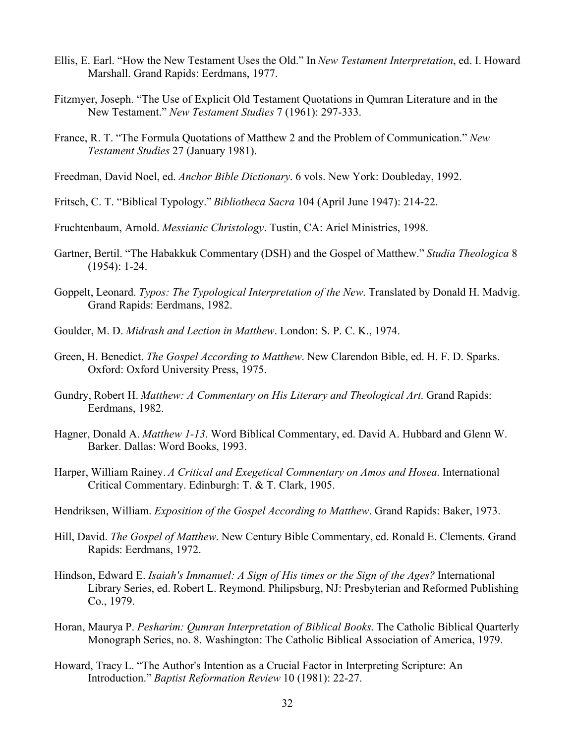Ellis, E. Earl. "How the New Testament Uses the Old." In *New Testament Interpretation*, ed. I. Howard Marshall. Grand Rapids: Eerdmans, 1977.

Fitzmyer, Joseph. "The Use of Explicit Old Testament Quotations in Qumran Literature and in the New Testament." *New Testament Studies* 7 (1961): 297-333.

France, R. T. "The Formula Quotations of Matthew 2 and the Problem of Communication." *New Testament Studies* 27 (January 1981).

Freedman, David Noel, ed. *Anchor Bible Dictionary*. 6 vols. New York: Doubleday, 1992.

Fritsch, C. T. "Biblical Typology." *Bibliotheca Sacra* 104 (April June 1947): 214-22.

Fruchtenbaum, Arnold. *Messianic Christology*. Tustin, CA: Ariel Ministries, 1998.

Gartner, Bertil. "The Habakkuk Commentary (DSH) and the Gospel of Matthew." *Studia Theologica* 8 (1954): 1-24.

Goppelt, Leonard. *Typos: The Typological Interpretation of the New*. Translated by Donald H. Madvig. Grand Rapids: Eerdmans, 1982.

Goulder, M. D. *Midrash and Lection in Matthew*. London: S. P. C. K., 1974.

Green, H. Benedict. *The Gospel According to Matthew*. New Clarendon Bible, ed. H. F. D. Sparks. Oxford: Oxford University Press, 1975.

Gundry, Robert H. *Matthew: A Commentary on His Literary and Theological Art*. Grand Rapids: Eerdmans, 1982.

Hagner, Donald A. *Matthew 1-13*. Word Biblical Commentary, ed. David A. Hubbard and Glenn W. Barker. Dallas: Word Books, 1993.

Harper, William Rainey. *A Critical and Exegetical Commentary on Amos and Hosea*. International Critical Commentary. Edinburgh: T. & T. Clark, 1905.

Hendriksen, William. *Exposition of the Gospel According to Matthew*. Grand Rapids: Baker, 1973.

Hill, David. *The Gospel of Matthew*. New Century Bible Commentary, ed. Ronald E. Clements. Grand Rapids: Eerdmans, 1972.

Hindson, Edward E. *Isaiah's Immanuel: A Sign of His times or the Sign of the Ages?* International Library Series, ed. Robert L. Reymond. Philipsburg, NJ: Presbyterian and Reformed Publishing Co., 1979.

Horan, Maurya P. *Pesharim: Qumran Interpretation of Biblical Books*. The Catholic Biblical Quarterly Monograph Series, no. 8. Washington: The Catholic Biblical Association of America, 1979.

Howard, Tracy L. "The Author's Intention as a Crucial Factor in Interpreting Scripture: An Introduction." *Baptist Reformation Review* 10 (1981): 22-27.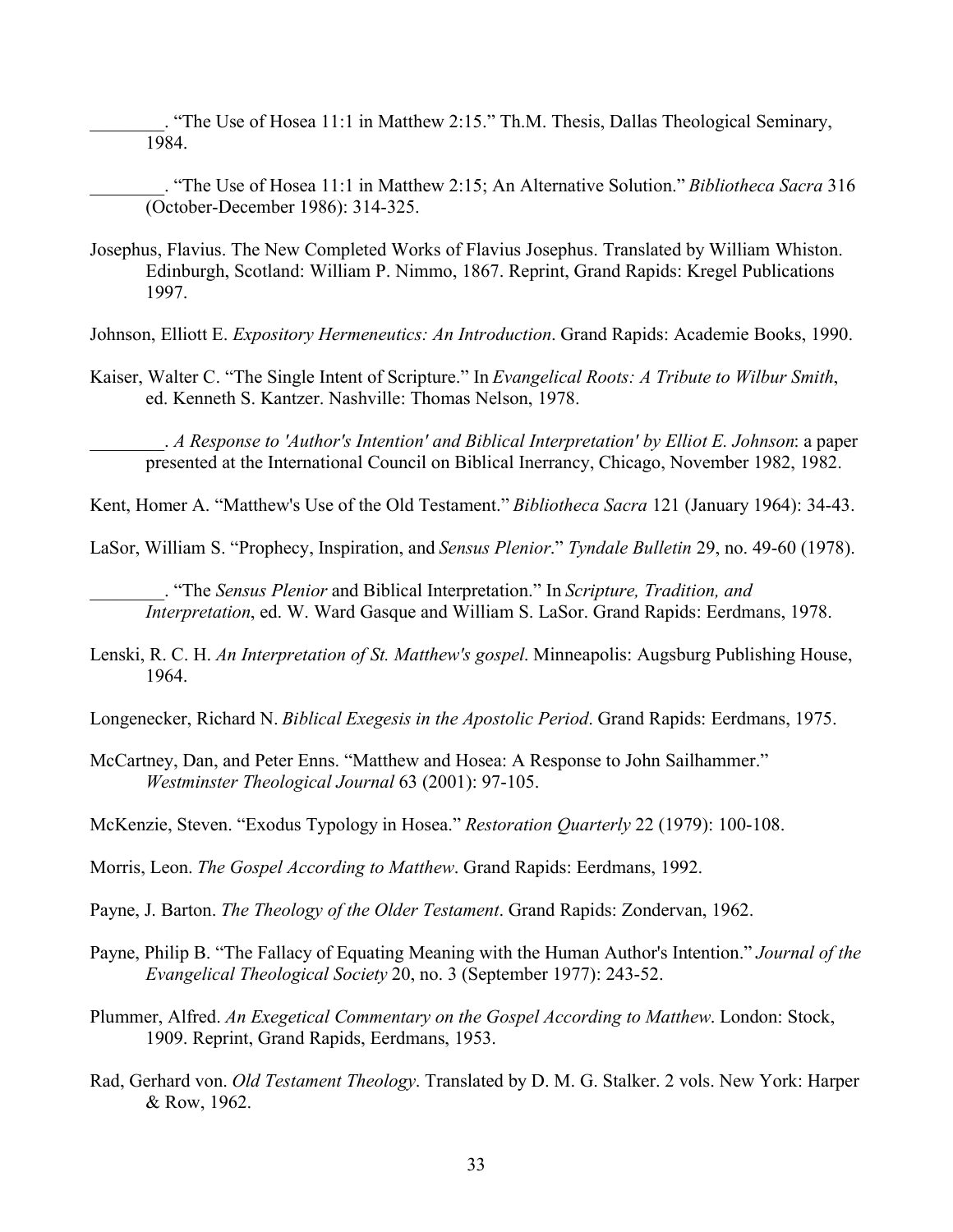________. “The Use of Hosea 11:1 in Matthew 2:15.” Th.M. Thesis, Dallas Theological Seminary, 1984.

________. “The Use of Hosea 11:1 in Matthew 2:15; An Alternative Solution.” *Bibliotheca Sacra* 316 (October-December 1986): 314-325.

Josephus, Flavius. The New Completed Works of Flavius Josephus. Translated by William Whiston. Edinburgh, Scotland: William P. Nimmo, 1867. Reprint, Grand Rapids: Kregel Publications 1997.

Johnson, Elliott E. *Expository Hermeneutics: An Introduction*. Grand Rapids: Academie Books, 1990.

Kaiser, Walter C. “The Single Intent of Scripture.” In *Evangelical Roots: A Tribute to Wilbur Smith*, ed. Kenneth S. Kantzer. Nashville: Thomas Nelson, 1978.

________. *A Response to 'Author's Intention' and Biblical Interpretation' by Elliot E. Johnson*: a paper presented at the International Council on Biblical Inerrancy, Chicago, November 1982, 1982.

Kent, Homer A. “Matthew's Use of the Old Testament.” *Bibliotheca Sacra* 121 (January 1964): 34-43.

LaSor, William S. “Prophecy, Inspiration, and *Sensus Plenior*.” *Tyndale Bulletin* 29, no. 49-60 (1978).

________. “The *Sensus Plenior* and Biblical Interpretation.” In *Scripture, Tradition, and Interpretation*, ed. W. Ward Gasque and William S. LaSor. Grand Rapids: Eerdmans, 1978.

Lenski, R. C. H. *An Interpretation of St. Matthew's gospel*. Minneapolis: Augsburg Publishing House, 1964.

Longenecker, Richard N. *Biblical Exegesis in the Apostolic Period*. Grand Rapids: Eerdmans, 1975.

McCartney, Dan, and Peter Enns. “Matthew and Hosea: A Response to John Sailhammer.” *Westminster Theological Journal* 63 (2001): 97-105.

McKenzie, Steven. “Exodus Typology in Hosea.” *Restoration Quarterly* 22 (1979): 100-108.

Morris, Leon. *The Gospel According to Matthew*. Grand Rapids: Eerdmans, 1992.

Payne, J. Barton. *The Theology of the Older Testament*. Grand Rapids: Zondervan, 1962.

Payne, Philip B. “The Fallacy of Equating Meaning with the Human Author's Intention.” *Journal of the Evangelical Theological Society* 20, no. 3 (September 1977): 243-52.

Plummer, Alfred. *An Exegetical Commentary on the Gospel According to Matthew*. London: Stock, 1909. Reprint, Grand Rapids, Eerdmans, 1953.

Rad, Gerhard von. *Old Testament Theology*. Translated by D. M. G. Stalker. 2 vols. New York: Harper & Row, 1962.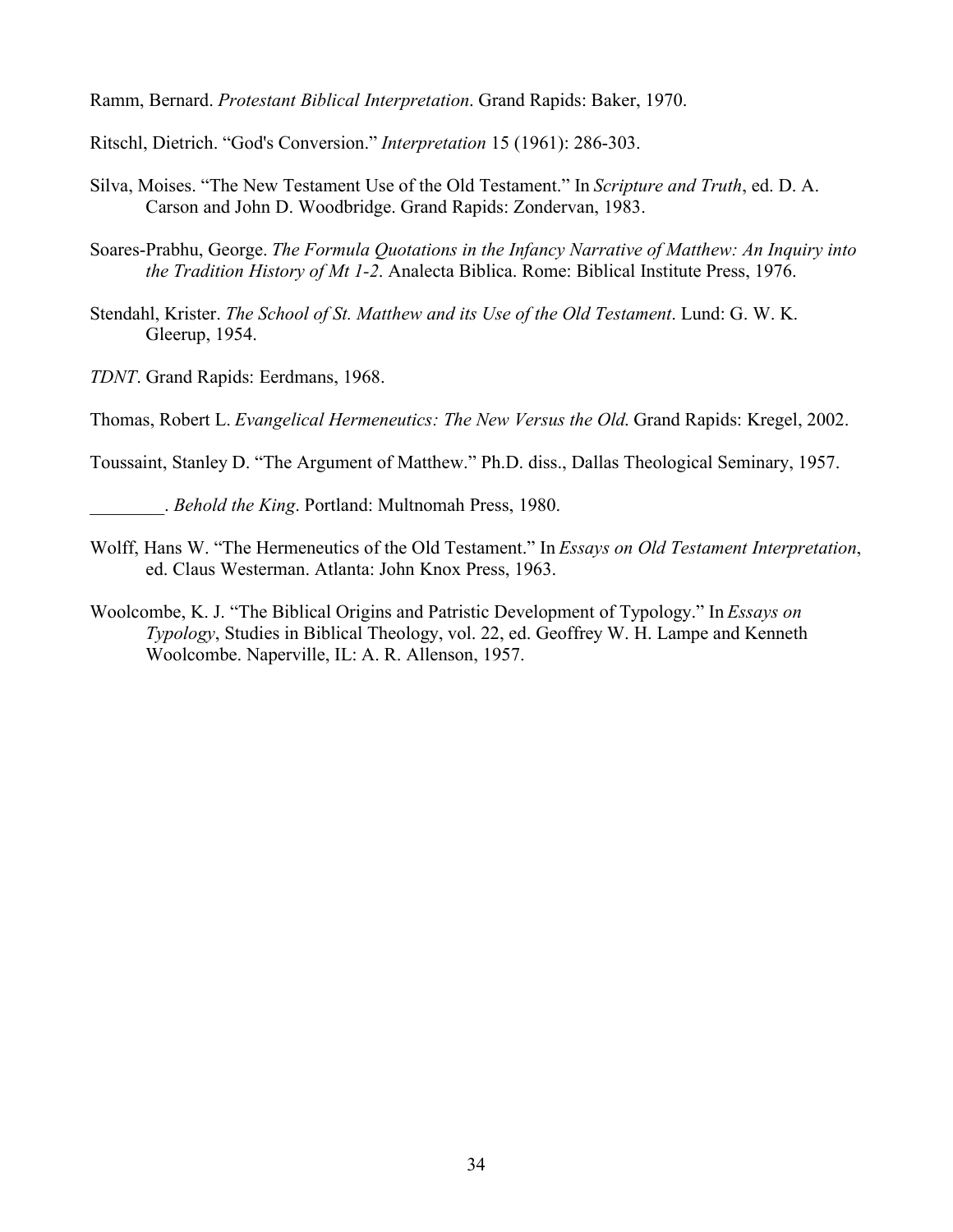Ramm, Bernard. *Protestant Biblical Interpretation*. Grand Rapids: Baker, 1970.

Ritschl, Dietrich. "God's Conversion." *Interpretation* 15 (1961): 286-303.

Silva, Moises. "The New Testament Use of the Old Testament." In *Scripture and Truth*, ed. D. A. Carson and John D. Woodbridge. Grand Rapids: Zondervan, 1983.

Soares-Prabhu, George. *The Formula Quotations in the Infancy Narrative of Matthew: An Inquiry into the Tradition History of Mt 1-2*. Analecta Biblica. Rome: Biblical Institute Press, 1976.

Stendahl, Krister. *The School of St. Matthew and its Use of the Old Testament*. Lund: G. W. K. Gleerup, 1954.

*TDNT*. Grand Rapids: Eerdmans, 1968.

Thomas, Robert L. *Evangelical Hermeneutics: The New Versus the Old.* Grand Rapids: Kregel, 2002.

Toussaint, Stanley D. "The Argument of Matthew." Ph.D. diss., Dallas Theological Seminary, 1957.

________. *Behold the King*. Portland: Multnomah Press, 1980.

Wolff, Hans W. "The Hermeneutics of the Old Testament." In *Essays on Old Testament Interpretation*, ed. Claus Westerman. Atlanta: John Knox Press, 1963.

Woolcombe, K. J. "The Biblical Origins and Patristic Development of Typology." In *Essays on Typology*, Studies in Biblical Theology, vol. 22, ed. Geoffrey W. H. Lampe and Kenneth Woolcombe. Naperville, IL: A. R. Allenson, 1957.